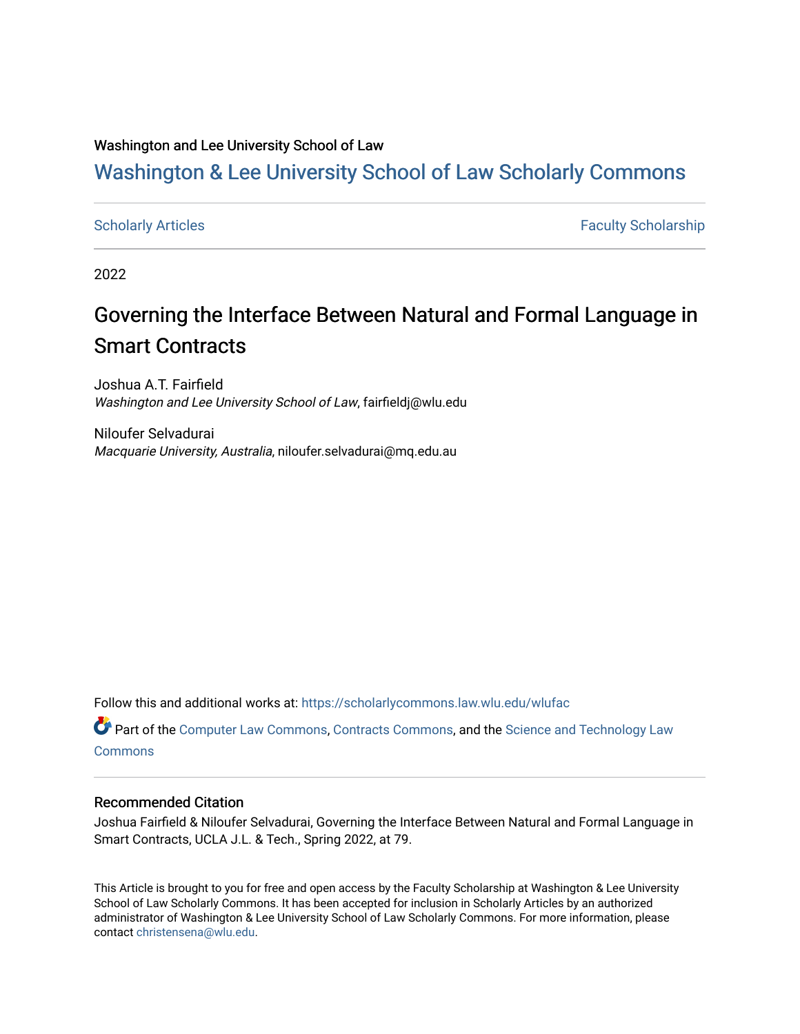Washington and Lee University School of Law

# Washington & Lee University School of Law Scholarly Commons

Scholarly Articles | Faculty Scholarship

2022

## Governing the Interface Between Natural and Formal Language in Smart Contracts

Joshua A.T. Fairfield
*Washington and Lee University School of Law*, fairfieldj@wlu.edu

Niloufer Selvadurai
*Macquarie University, Australia*, niloufer.selvadurai@mq.edu.au

Follow this and additional works at: https://scholarlycommons.law.wlu.edu/wlufac

Part of the Computer Law Commons, Contracts Commons, and the Science and Technology Law Commons

### Recommended Citation

Joshua Fairfield & Niloufer Selvadurai, Governing the Interface Between Natural and Formal Language in Smart Contracts, UCLA J.L. & Tech., Spring 2022, at 79.

This Article is brought to you for free and open access by the Faculty Scholarship at Washington & Lee University School of Law Scholarly Commons. It has been accepted for inclusion in Scholarly Articles by an authorized administrator of Washington & Lee University School of Law Scholarly Commons. For more information, please contact christensena@wlu.edu.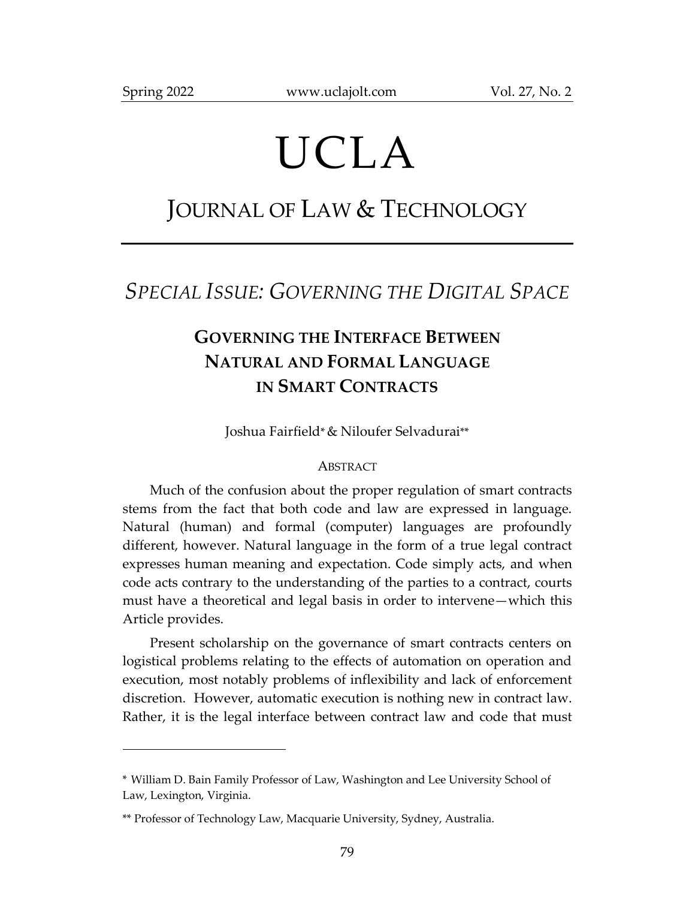# UCLA

## JOURNAL OF LAW & TECHNOLOGY

## *SPECIAL ISSUE: GOVERNING THE DIGITAL SPACE*

### GOVERNING THE INTERFACE BETWEEN NATURAL AND FORMAL LANGUAGE IN SMART CONTRACTS

Joshua Fairfield* & Niloufer Selvadurai**

ABSTRACT

Much of the confusion about the proper regulation of smart contracts stems from the fact that both code and law are expressed in language. Natural (human) and formal (computer) languages are profoundly different, however. Natural language in the form of a true legal contract expresses human meaning and expectation. Code simply acts, and when code acts contrary to the understanding of the parties to a contract, courts must have a theoretical and legal basis in order to intervene—which this Article provides.

Present scholarship on the governance of smart contracts centers on logistical problems relating to the effects of automation on operation and execution, most notably problems of inflexibility and lack of enforcement discretion. However, automatic execution is nothing new in contract law. Rather, it is the legal interface between contract law and code that must

---

* William D. Bain Family Professor of Law, Washington and Lee University School of Law, Lexington, Virginia.

** Professor of Technology Law, Macquarie University, Sydney, Australia.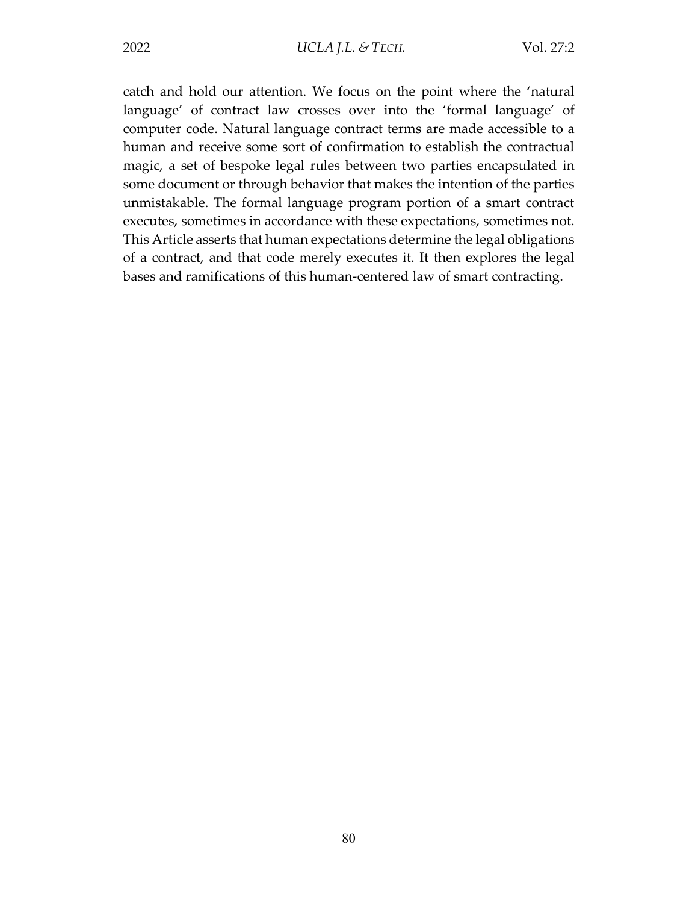catch and hold our attention. We focus on the point where the 'natural language' of contract law crosses over into the 'formal language' of computer code. Natural language contract terms are made accessible to a human and receive some sort of confirmation to establish the contractual magic, a set of bespoke legal rules between two parties encapsulated in some document or through behavior that makes the intention of the parties unmistakable. The formal language program portion of a smart contract executes, sometimes in accordance with these expectations, sometimes not. This Article asserts that human expectations determine the legal obligations of a contract, and that code merely executes it. It then explores the legal bases and ramifications of this human-centered law of smart contracting.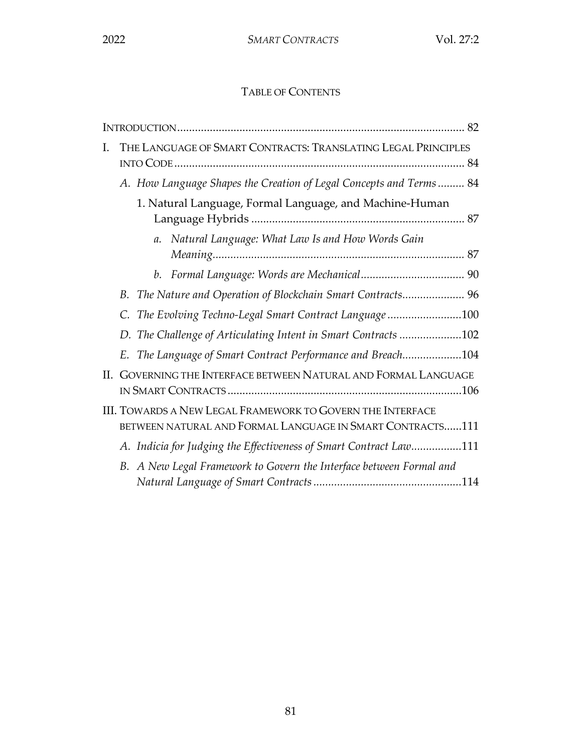## TABLE OF CONTENTS

INTRODUCTION ........ 82

I. THE LANGUAGE OF SMART CONTRACTS: TRANSLATING LEGAL PRINCIPLES INTO CODE ........ 84

- *A. How Language Shapes the Creation of Legal Concepts and Terms* ........ 84
  - 1. Natural Language, Formal Language, and Machine-Human Language Hybrids ........ 87
    - *a. Natural Language: What Law Is and How Words Gain Meaning* ........ 87
    - *b. Formal Language: Words are Mechanical* ........ 90
- *B. The Nature and Operation of Blockchain Smart Contracts* ........ 96
- *C. The Evolving Techno-Legal Smart Contract Language* ........ 100
- *D. The Challenge of Articulating Intent in Smart Contracts* ........ 102
- *E. The Language of Smart Contract Performance and Breach* ........ 104

II. GOVERNING THE INTERFACE BETWEEN NATURAL AND FORMAL LANGUAGE IN SMART CONTRACTS ........ 106

III. TOWARDS A NEW LEGAL FRAMEWORK TO GOVERN THE INTERFACE BETWEEN NATURAL AND FORMAL LANGUAGE IN SMART CONTRACTS ........ 111

- *A. Indicia for Judging the Effectiveness of Smart Contract Law* ........ 111
- *B. A New Legal Framework to Govern the Interface between Formal and Natural Language of Smart Contracts* ........ 114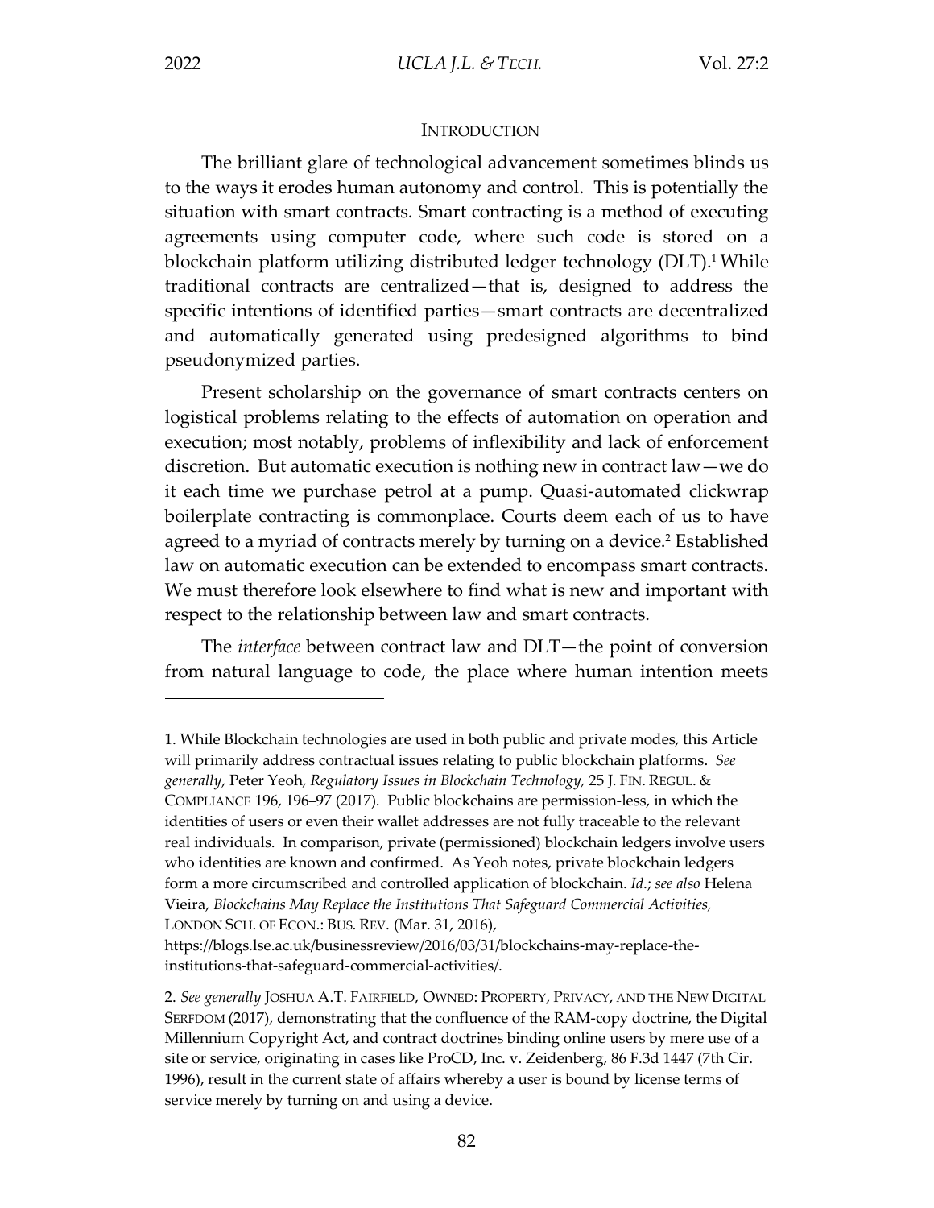## INTRODUCTION

The brilliant glare of technological advancement sometimes blinds us to the ways it erodes human autonomy and control. This is potentially the situation with smart contracts. Smart contracting is a method of executing agreements using computer code, where such code is stored on a blockchain platform utilizing distributed ledger technology (DLT).[1] While traditional contracts are centralized—that is, designed to address the specific intentions of identified parties—smart contracts are decentralized and automatically generated using predesigned algorithms to bind pseudonymized parties.

Present scholarship on the governance of smart contracts centers on logistical problems relating to the effects of automation on operation and execution; most notably, problems of inflexibility and lack of enforcement discretion. But automatic execution is nothing new in contract law—we do it each time we purchase petrol at a pump. Quasi-automated clickwrap boilerplate contracting is commonplace. Courts deem each of us to have agreed to a myriad of contracts merely by turning on a device.[2] Established law on automatic execution can be extended to encompass smart contracts. We must therefore look elsewhere to find what is new and important with respect to the relationship between law and smart contracts.

The *interface* between contract law and DLT—the point of conversion from natural language to code, the place where human intention meets

---

1. While Blockchain technologies are used in both public and private modes, this Article will primarily address contractual issues relating to public blockchain platforms. *See generally*, Peter Yeoh, *Regulatory Issues in Blockchain Technology,* 25 J. FIN. REGUL. & COMPLIANCE 196, 196–97 (2017). Public blockchains are permission-less, in which the identities of users or even their wallet addresses are not fully traceable to the relevant real individuals. In comparison, private (permissioned) blockchain ledgers involve users who identities are known and confirmed. As Yeoh notes, private blockchain ledgers form a more circumscribed and controlled application of blockchain. *Id.*; *see also* Helena Vieira, *Blockchains May Replace the Institutions That Safeguard Commercial Activities,* LONDON SCH. OF ECON.: BUS. REV. (Mar. 31, 2016), https://blogs.lse.ac.uk/businessreview/2016/03/31/blockchains-may-replace-the-institutions-that-safeguard-commercial-activities/.

2. *See generally* JOSHUA A.T. FAIRFIELD, OWNED: PROPERTY, PRIVACY, AND THE NEW DIGITAL SERFDOM (2017), demonstrating that the confluence of the RAM-copy doctrine, the Digital Millennium Copyright Act, and contract doctrines binding online users by mere use of a site or service, originating in cases like ProCD, Inc. v. Zeidenberg, 86 F.3d 1447 (7th Cir. 1996), result in the current state of affairs whereby a user is bound by license terms of service merely by turning on and using a device.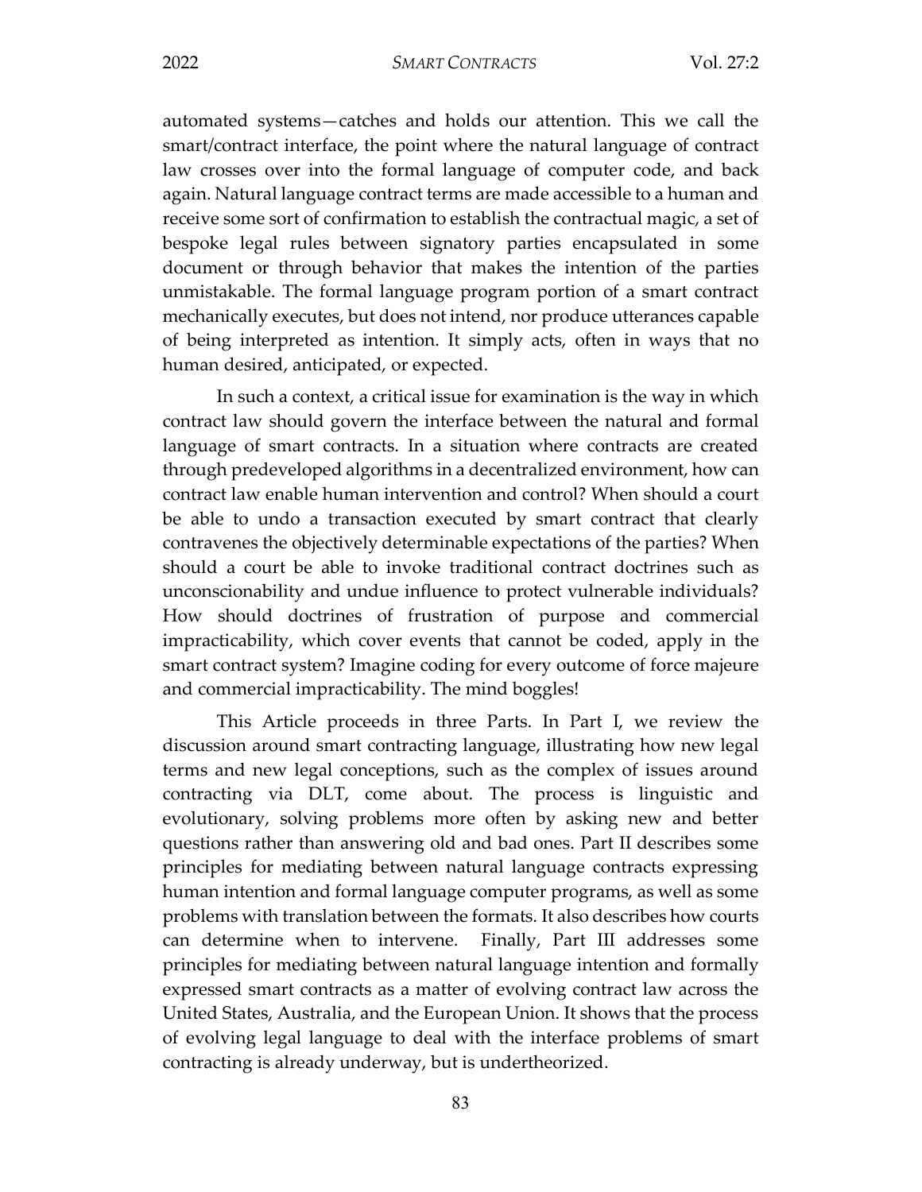automated systems—catches and holds our attention. This we call the smart/contract interface, the point where the natural language of contract law crosses over into the formal language of computer code, and back again. Natural language contract terms are made accessible to a human and receive some sort of confirmation to establish the contractual magic, a set of bespoke legal rules between signatory parties encapsulated in some document or through behavior that makes the intention of the parties unmistakable. The formal language program portion of a smart contract mechanically executes, but does not intend, nor produce utterances capable of being interpreted as intention. It simply acts, often in ways that no human desired, anticipated, or expected.

In such a context, a critical issue for examination is the way in which contract law should govern the interface between the natural and formal language of smart contracts. In a situation where contracts are created through predeveloped algorithms in a decentralized environment, how can contract law enable human intervention and control? When should a court be able to undo a transaction executed by smart contract that clearly contravenes the objectively determinable expectations of the parties? When should a court be able to invoke traditional contract doctrines such as unconscionability and undue influence to protect vulnerable individuals? How should doctrines of frustration of purpose and commercial impracticability, which cover events that cannot be coded, apply in the smart contract system? Imagine coding for every outcome of force majeure and commercial impracticability. The mind boggles!

This Article proceeds in three Parts. In Part I, we review the discussion around smart contracting language, illustrating how new legal terms and new legal conceptions, such as the complex of issues around contracting via DLT, come about. The process is linguistic and evolutionary, solving problems more often by asking new and better questions rather than answering old and bad ones. Part II describes some principles for mediating between natural language contracts expressing human intention and formal language computer programs, as well as some problems with translation between the formats. It also describes how courts can determine when to intervene. Finally, Part III addresses some principles for mediating between natural language intention and formally expressed smart contracts as a matter of evolving contract law across the United States, Australia, and the European Union. It shows that the process of evolving legal language to deal with the interface problems of smart contracting is already underway, but is undertheorized.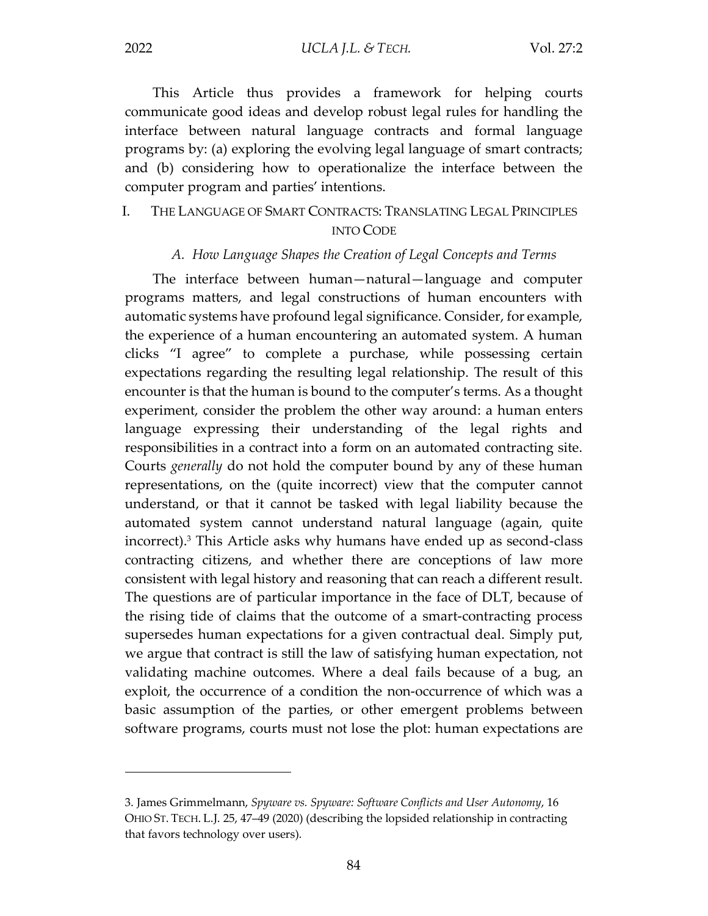This Article thus provides a framework for helping courts communicate good ideas and develop robust legal rules for handling the interface between natural language contracts and formal language programs by: (a) exploring the evolving legal language of smart contracts; and (b) considering how to operationalize the interface between the computer program and parties' intentions.

# I. The Language of Smart Contracts: Translating Legal Principles into Code

## *A. How Language Shapes the Creation of Legal Concepts and Terms*

The interface between human—natural—language and computer programs matters, and legal constructions of human encounters with automatic systems have profound legal significance. Consider, for example, the experience of a human encountering an automated system. A human clicks "I agree" to complete a purchase, while possessing certain expectations regarding the resulting legal relationship. The result of this encounter is that the human is bound to the computer's terms. As a thought experiment, consider the problem the other way around: a human enters language expressing their understanding of the legal rights and responsibilities in a contract into a form on an automated contracting site. Courts *generally* do not hold the computer bound by any of these human representations, on the (quite incorrect) view that the computer cannot understand, or that it cannot be tasked with legal liability because the automated system cannot understand natural language (again, quite incorrect).[3] This Article asks why humans have ended up as second-class contracting citizens, and whether there are conceptions of law more consistent with legal history and reasoning that can reach a different result. The questions are of particular importance in the face of DLT, because of the rising tide of claims that the outcome of a smart-contracting process supersedes human expectations for a given contractual deal. Simply put, we argue that contract is still the law of satisfying human expectation, not validating machine outcomes. Where a deal fails because of a bug, an exploit, the occurrence of a condition the non-occurrence of which was a basic assumption of the parties, or other emergent problems between software programs, courts must not lose the plot: human expectations are

3. James Grimmelmann, *Spyware vs. Spyware: Software Conflicts and User Autonomy*, 16 Ohio St. Tech. L.J. 25, 47–49 (2020) (describing the lopsided relationship in contracting that favors technology over users).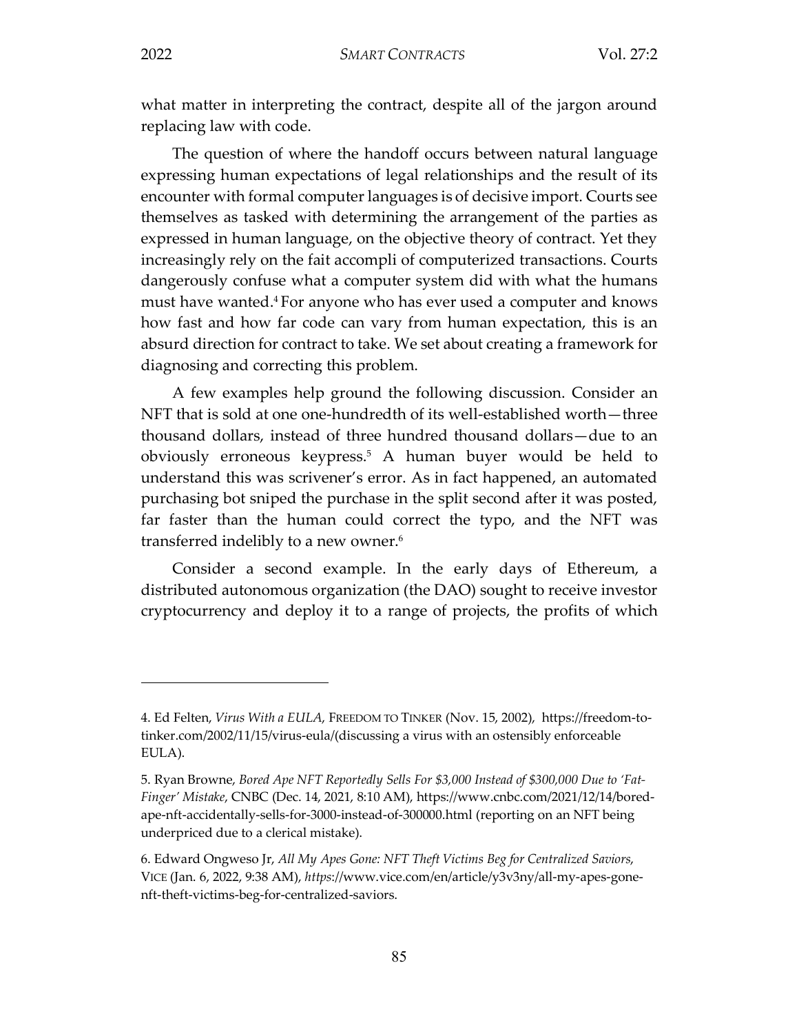what matter in interpreting the contract, despite all of the jargon around replacing law with code.

The question of where the handoff occurs between natural language expressing human expectations of legal relationships and the result of its encounter with formal computer languages is of decisive import. Courts see themselves as tasked with determining the arrangement of the parties as expressed in human language, on the objective theory of contract. Yet they increasingly rely on the fait accompli of computerized transactions. Courts dangerously confuse what a computer system did with what the humans must have wanted.[4] For anyone who has ever used a computer and knows how fast and how far code can vary from human expectation, this is an absurd direction for contract to take. We set about creating a framework for diagnosing and correcting this problem.

A few examples help ground the following discussion. Consider an NFT that is sold at one one-hundredth of its well-established worth—three thousand dollars, instead of three hundred thousand dollars—due to an obviously erroneous keypress.[5] A human buyer would be held to understand this was scrivener's error. As in fact happened, an automated purchasing bot sniped the purchase in the split second after it was posted, far faster than the human could correct the typo, and the NFT was transferred indelibly to a new owner.[6]

Consider a second example. In the early days of Ethereum, a distributed autonomous organization (the DAO) sought to receive investor cryptocurrency and deploy it to a range of projects, the profits of which

---

4. Ed Felten, *Virus With a EULA*, FREEDOM TO TINKER (Nov. 15, 2002), https://freedom-to-tinker.com/2002/11/15/virus-eula/(discussing a virus with an ostensibly enforceable EULA).

5. Ryan Browne, *Bored Ape NFT Reportedly Sells For $3,000 Instead of $300,000 Due to 'Fat-Finger' Mistake*, CNBC (Dec. 14, 2021, 8:10 AM), https://www.cnbc.com/2021/12/14/bored-ape-nft-accidentally-sells-for-3000-instead-of-300000.html (reporting on an NFT being underpriced due to a clerical mistake).

6. Edward Ongweso Jr, *All My Apes Gone: NFT Theft Victims Beg for Centralized Saviors*, VICE (Jan. 6, 2022, 9:38 AM), *https*://www.vice.com/en/article/y3v3ny/all-my-apes-gone-nft-theft-victims-beg-for-centralized-saviors.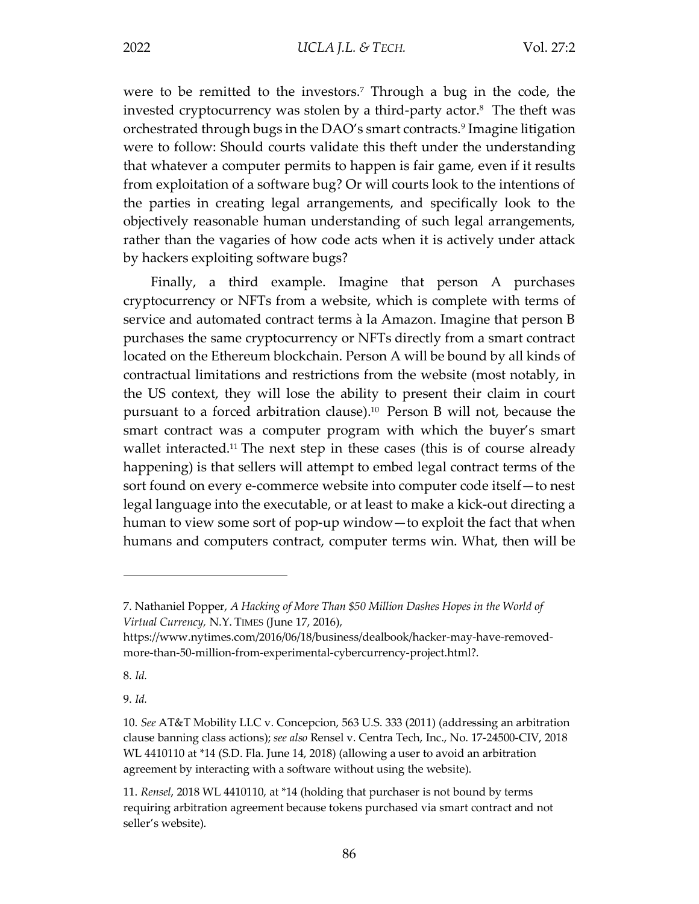were to be remitted to the investors.[7] Through a bug in the code, the invested cryptocurrency was stolen by a third-party actor.[8] The theft was orchestrated through bugs in the DAO's smart contracts.[9] Imagine litigation were to follow: Should courts validate this theft under the understanding that whatever a computer permits to happen is fair game, even if it results from exploitation of a software bug? Or will courts look to the intentions of the parties in creating legal arrangements, and specifically look to the objectively reasonable human understanding of such legal arrangements, rather than the vagaries of how code acts when it is actively under attack by hackers exploiting software bugs?

Finally, a third example. Imagine that person A purchases cryptocurrency or NFTs from a website, which is complete with terms of service and automated contract terms à la Amazon. Imagine that person B purchases the same cryptocurrency or NFTs directly from a smart contract located on the Ethereum blockchain. Person A will be bound by all kinds of contractual limitations and restrictions from the website (most notably, in the US context, they will lose the ability to present their claim in court pursuant to a forced arbitration clause).[10] Person B will not, because the smart contract was a computer program with which the buyer's smart wallet interacted.[11] The next step in these cases (this is of course already happening) is that sellers will attempt to embed legal contract terms of the sort found on every e-commerce website into computer code itself—to nest legal language into the executable, or at least to make a kick-out directing a human to view some sort of pop-up window—to exploit the fact that when humans and computers contract, computer terms win. What, then will be

---

7. Nathaniel Popper, *A Hacking of More Than $50 Million Dashes Hopes in the World of Virtual Currency,* N.Y. TIMES (June 17, 2016), https://www.nytimes.com/2016/06/18/business/dealbook/hacker-may-have-removed-more-than-50-million-from-experimental-cybercurrency-project.html?.

8. *Id.*

9. *Id.*

10. *See* AT&T Mobility LLC v. Concepcion, 563 U.S. 333 (2011) (addressing an arbitration clause banning class actions); *see also* Rensel v. Centra Tech, Inc., No. 17-24500-CIV, 2018 WL 4410110 at *14 (S.D. Fla. June 14, 2018) (allowing a user to avoid an arbitration agreement by interacting with a software without using the website).

11. *Rensel*, 2018 WL 4410110, at *14 (holding that purchaser is not bound by terms requiring arbitration agreement because tokens purchased via smart contract and not seller's website).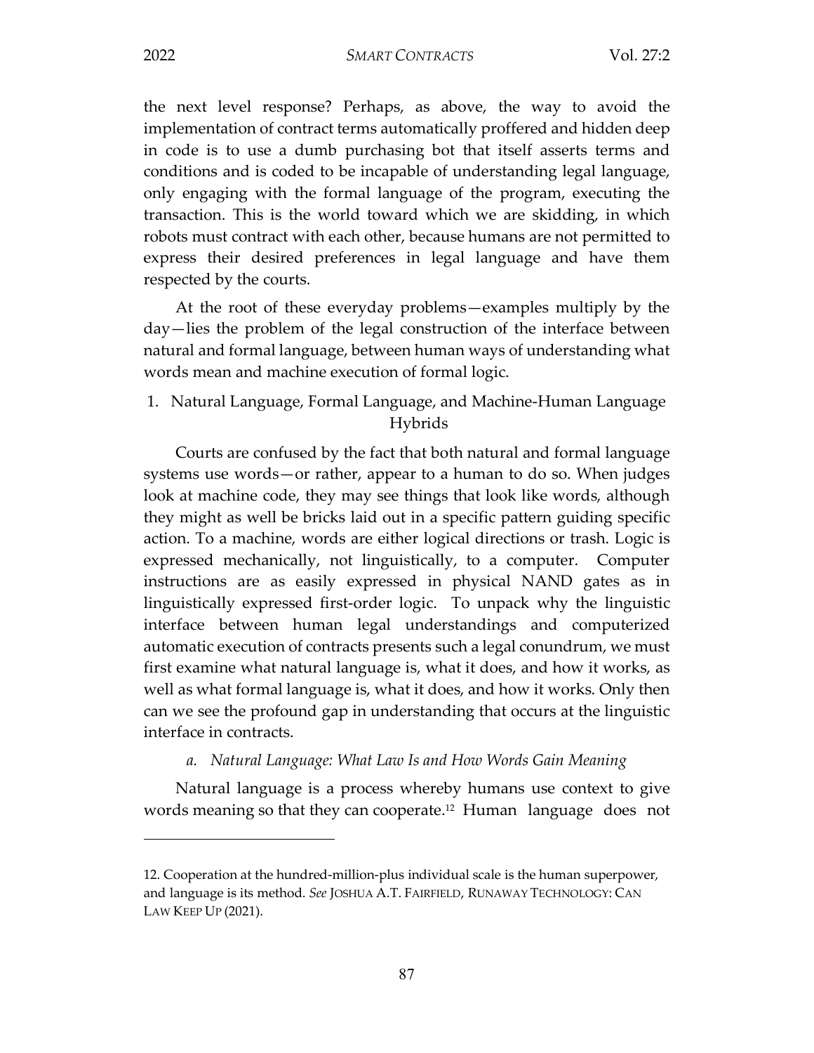the next level response? Perhaps, as above, the way to avoid the implementation of contract terms automatically proffered and hidden deep in code is to use a dumb purchasing bot that itself asserts terms and conditions and is coded to be incapable of understanding legal language, only engaging with the formal language of the program, executing the transaction. This is the world toward which we are skidding, in which robots must contract with each other, because humans are not permitted to express their desired preferences in legal language and have them respected by the courts.

At the root of these everyday problems—examples multiply by the day—lies the problem of the legal construction of the interface between natural and formal language, between human ways of understanding what words mean and machine execution of formal logic.

### 1. Natural Language, Formal Language, and Machine-Human Language Hybrids

Courts are confused by the fact that both natural and formal language systems use words—or rather, appear to a human to do so. When judges look at machine code, they may see things that look like words, although they might as well be bricks laid out in a specific pattern guiding specific action. To a machine, words are either logical directions or trash. Logic is expressed mechanically, not linguistically, to a computer. Computer instructions are as easily expressed in physical NAND gates as in linguistically expressed first-order logic. To unpack why the linguistic interface between human legal understandings and computerized automatic execution of contracts presents such a legal conundrum, we must first examine what natural language is, what it does, and how it works, as well as what formal language is, what it does, and how it works. Only then can we see the profound gap in understanding that occurs at the linguistic interface in contracts.

#### *a. Natural Language: What Law Is and How Words Gain Meaning*

Natural language is a process whereby humans use context to give words meaning so that they can cooperate.[12] Human language does not

---

12. Cooperation at the hundred-million-plus individual scale is the human superpower, and language is its method. *See* JOSHUA A.T. FAIRFIELD, RUNAWAY TECHNOLOGY: CAN LAW KEEP UP (2021).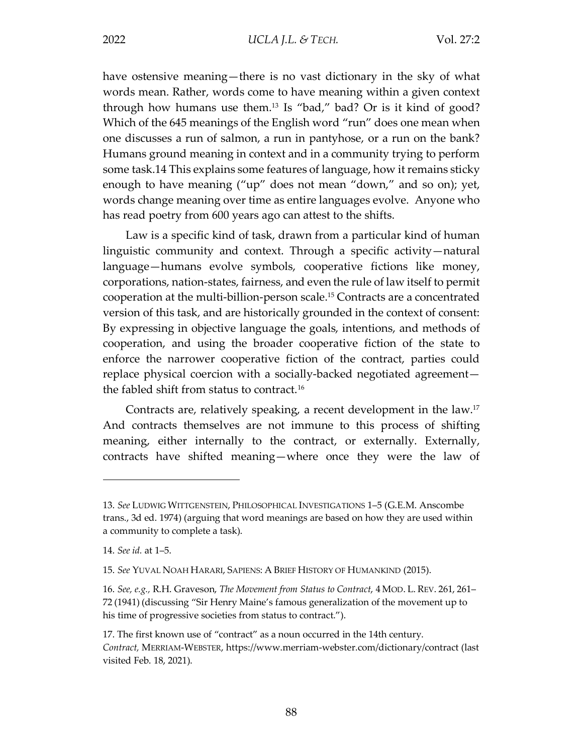have ostensive meaning—there is no vast dictionary in the sky of what words mean. Rather, words come to have meaning within a given context through how humans use them.[13] Is "bad," bad? Or is it kind of good? Which of the 645 meanings of the English word "run" does one mean when one discusses a run of salmon, a run in pantyhose, or a run on the bank? Humans ground meaning in context and in a community trying to perform some task.14 This explains some features of language, how it remains sticky enough to have meaning ("up" does not mean "down," and so on); yet, words change meaning over time as entire languages evolve. Anyone who has read poetry from 600 years ago can attest to the shifts.

Law is a specific kind of task, drawn from a particular kind of human linguistic community and context. Through a specific activity—natural language—humans evolve symbols, cooperative fictions like money, corporations, nation-states, fairness, and even the rule of law itself to permit cooperation at the multi-billion-person scale.[15] Contracts are a concentrated version of this task, and are historically grounded in the context of consent: By expressing in objective language the goals, intentions, and methods of cooperation, and using the broader cooperative fiction of the state to enforce the narrower cooperative fiction of the contract, parties could replace physical coercion with a socially-backed negotiated agreement—the fabled shift from status to contract.[16]

Contracts are, relatively speaking, a recent development in the law.[17] And contracts themselves are not immune to this process of shifting meaning, either internally to the contract, or externally. Externally, contracts have shifted meaning—where once they were the law of

---

13. *See* LUDWIG WITTGENSTEIN, PHILOSOPHICAL INVESTIGATIONS 1–5 (G.E.M. Anscombe trans., 3d ed. 1974) (arguing that word meanings are based on how they are used within a community to complete a task).

14. *See id.* at 1–5.

15. *See* YUVAL NOAH HARARI, SAPIENS: A BRIEF HISTORY OF HUMANKIND (2015).

16. *See, e.g.,* R.H. Graveson, *The Movement from Status to Contract*, 4 MOD. L. REV. 261, 261–72 (1941) (discussing "Sir Henry Maine's famous generalization of the movement up to his time of progressive societies from status to contract.").

17. The first known use of "contract" as a noun occurred in the 14th century. *Contract,* MERRIAM-WEBSTER, https://www.merriam-webster.com/dictionary/contract (last visited Feb. 18, 2021).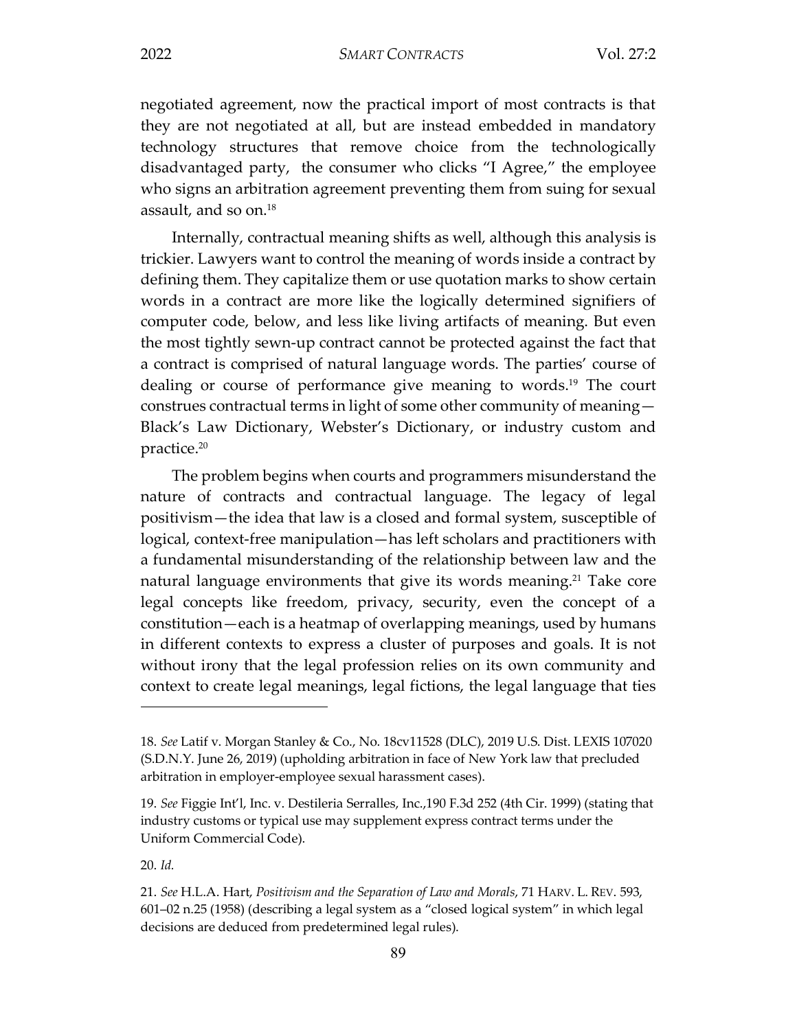negotiated agreement, now the practical import of most contracts is that they are not negotiated at all, but are instead embedded in mandatory technology structures that remove choice from the technologically disadvantaged party, the consumer who clicks "I Agree," the employee who signs an arbitration agreement preventing them from suing for sexual assault, and so on.[18]

Internally, contractual meaning shifts as well, although this analysis is trickier. Lawyers want to control the meaning of words inside a contract by defining them. They capitalize them or use quotation marks to show certain words in a contract are more like the logically determined signifiers of computer code, below, and less like living artifacts of meaning. But even the most tightly sewn-up contract cannot be protected against the fact that a contract is comprised of natural language words. The parties' course of dealing or course of performance give meaning to words.[19] The court construes contractual terms in light of some other community of meaning—Black's Law Dictionary, Webster's Dictionary, or industry custom and practice.[20]

The problem begins when courts and programmers misunderstand the nature of contracts and contractual language. The legacy of legal positivism—the idea that law is a closed and formal system, susceptible of logical, context-free manipulation—has left scholars and practitioners with a fundamental misunderstanding of the relationship between law and the natural language environments that give its words meaning.[21] Take core legal concepts like freedom, privacy, security, even the concept of a constitution—each is a heatmap of overlapping meanings, used by humans in different contexts to express a cluster of purposes and goals. It is not without irony that the legal profession relies on its own community and context to create legal meanings, legal fictions, the legal language that ties

---

18. *See* Latif v. Morgan Stanley & Co., No. 18cv11528 (DLC), 2019 U.S. Dist. LEXIS 107020 (S.D.N.Y. June 26, 2019) (upholding arbitration in face of New York law that precluded arbitration in employer-employee sexual harassment cases).

19. *See* Figgie Int'l, Inc. v. Destileria Serralles, Inc.,190 F.3d 252 (4th Cir. 1999) (stating that industry customs or typical use may supplement express contract terms under the Uniform Commercial Code).

20. *Id.*

21. *See* H.L.A. Hart, *Positivism and the Separation of Law and Morals*, 71 HARV. L. REV. 593, 601–02 n.25 (1958) (describing a legal system as a "closed logical system" in which legal decisions are deduced from predetermined legal rules).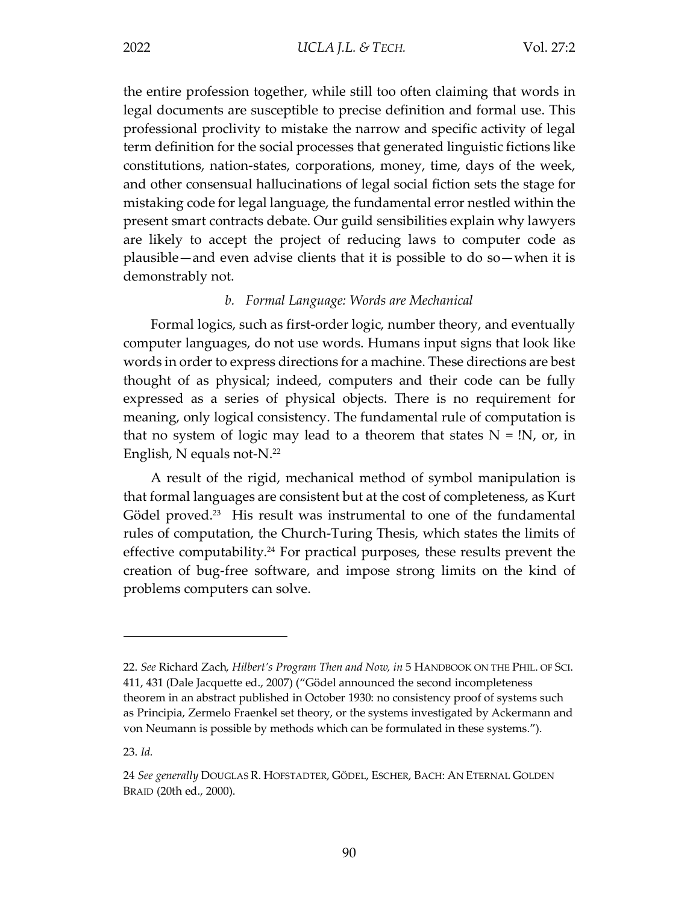the entire profession together, while still too often claiming that words in legal documents are susceptible to precise definition and formal use. This professional proclivity to mistake the narrow and specific activity of legal term definition for the social processes that generated linguistic fictions like constitutions, nation-states, corporations, money, time, days of the week, and other consensual hallucinations of legal social fiction sets the stage for mistaking code for legal language, the fundamental error nestled within the present smart contracts debate. Our guild sensibilities explain why lawyers are likely to accept the project of reducing laws to computer code as plausible—and even advise clients that it is possible to do so—when it is demonstrably not.

### *b. Formal Language: Words are Mechanical*

Formal logics, such as first-order logic, number theory, and eventually computer languages, do not use words. Humans input signs that look like words in order to express directions for a machine. These directions are best thought of as physical; indeed, computers and their code can be fully expressed as a series of physical objects. There is no requirement for meaning, only logical consistency. The fundamental rule of computation is that no system of logic may lead to a theorem that states N = !N, or, in English, N equals not-N.[22]

A result of the rigid, mechanical method of symbol manipulation is that formal languages are consistent but at the cost of completeness, as Kurt Gödel proved.[23] His result was instrumental to one of the fundamental rules of computation, the Church-Turing Thesis, which states the limits of effective computability.[24] For practical purposes, these results prevent the creation of bug-free software, and impose strong limits on the kind of problems computers can solve.

---

22. *See* Richard Zach, *Hilbert's Program Then and Now, in* 5 HANDBOOK ON THE PHIL. OF SCI. 411, 431 (Dale Jacquette ed., 2007) ("Gödel announced the second incompleteness theorem in an abstract published in October 1930: no consistency proof of systems such as Principia, Zermelo Fraenkel set theory, or the systems investigated by Ackermann and von Neumann is possible by methods which can be formulated in these systems.").

23. *Id.*

24 *See generally* DOUGLAS R. HOFSTADTER, GÖDEL, ESCHER, BACH: AN ETERNAL GOLDEN BRAID (20th ed., 2000).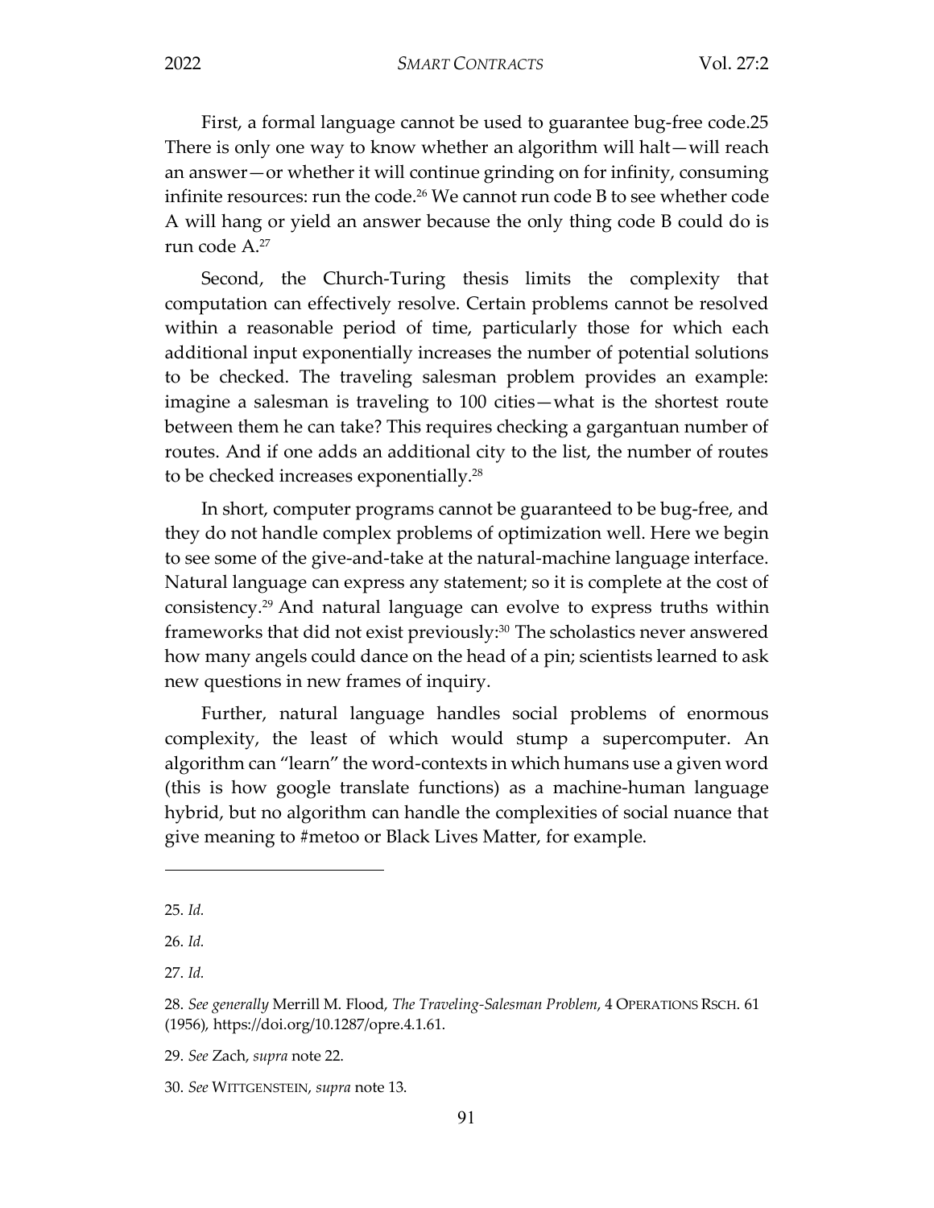First, a formal language cannot be used to guarantee bug-free code.25 There is only one way to know whether an algorithm will halt—will reach an answer—or whether it will continue grinding on for infinity, consuming infinite resources: run the code.[26] We cannot run code B to see whether code A will hang or yield an answer because the only thing code B could do is run code A.[27]

Second, the Church-Turing thesis limits the complexity that computation can effectively resolve. Certain problems cannot be resolved within a reasonable period of time, particularly those for which each additional input exponentially increases the number of potential solutions to be checked. The traveling salesman problem provides an example: imagine a salesman is traveling to 100 cities—what is the shortest route between them he can take? This requires checking a gargantuan number of routes. And if one adds an additional city to the list, the number of routes to be checked increases exponentially.[28]

In short, computer programs cannot be guaranteed to be bug-free, and they do not handle complex problems of optimization well. Here we begin to see some of the give-and-take at the natural-machine language interface. Natural language can express any statement; so it is complete at the cost of consistency.[29] And natural language can evolve to express truths within frameworks that did not exist previously:[30] The scholastics never answered how many angels could dance on the head of a pin; scientists learned to ask new questions in new frames of inquiry.

Further, natural language handles social problems of enormous complexity, the least of which would stump a supercomputer. An algorithm can "learn" the word-contexts in which humans use a given word (this is how google translate functions) as a machine-human language hybrid, but no algorithm can handle the complexities of social nuance that give meaning to #metoo or Black Lives Matter, for example.

---

25. *Id.*

26. *Id.*

27. *Id.*

28. *See generally* Merrill M. Flood, *The Traveling-Salesman Problem*, 4 OPERATIONS RSCH. 61 (1956), https://doi.org/10.1287/opre.4.1.61.

29. *See* Zach, *supra* note 22.

30. *See* WITTGENSTEIN, *supra* note 13.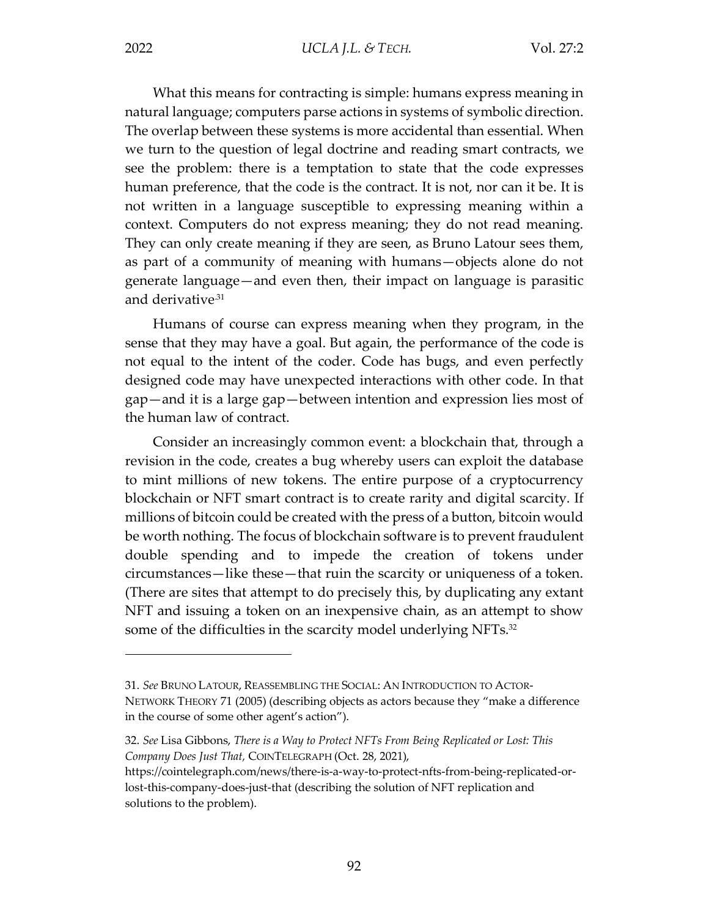What this means for contracting is simple: humans express meaning in natural language; computers parse actions in systems of symbolic direction. The overlap between these systems is more accidental than essential. When we turn to the question of legal doctrine and reading smart contracts, we see the problem: there is a temptation to state that the code expresses human preference, that the code is the contract. It is not, nor can it be. It is not written in a language susceptible to expressing meaning within a context. Computers do not express meaning; they do not read meaning. They can only create meaning if they are seen, as Bruno Latour sees them, as part of a community of meaning with humans—objects alone do not generate language—and even then, their impact on language is parasitic and derivative.[31]

Humans of course can express meaning when they program, in the sense that they may have a goal. But again, the performance of the code is not equal to the intent of the coder. Code has bugs, and even perfectly designed code may have unexpected interactions with other code. In that gap—and it is a large gap—between intention and expression lies most of the human law of contract.

Consider an increasingly common event: a blockchain that, through a revision in the code, creates a bug whereby users can exploit the database to mint millions of new tokens. The entire purpose of a cryptocurrency blockchain or NFT smart contract is to create rarity and digital scarcity. If millions of bitcoin could be created with the press of a button, bitcoin would be worth nothing. The focus of blockchain software is to prevent fraudulent double spending and to impede the creation of tokens under circumstances—like these—that ruin the scarcity or uniqueness of a token. (There are sites that attempt to do precisely this, by duplicating any extant NFT and issuing a token on an inexpensive chain, as an attempt to show some of the difficulties in the scarcity model underlying NFTs.[32]

---

31. *See* BRUNO LATOUR, REASSEMBLING THE SOCIAL: AN INTRODUCTION TO ACTOR-NETWORK THEORY 71 (2005) (describing objects as actors because they "make a difference in the course of some other agent's action").

32. *See* Lisa Gibbons, *There is a Way to Protect NFTs From Being Replicated or Lost: This Company Does Just That,* COINTELEGRAPH (Oct. 28, 2021), https://cointelegraph.com/news/there-is-a-way-to-protect-nfts-from-being-replicated-or-lost-this-company-does-just-that (describing the solution of NFT replication and solutions to the problem).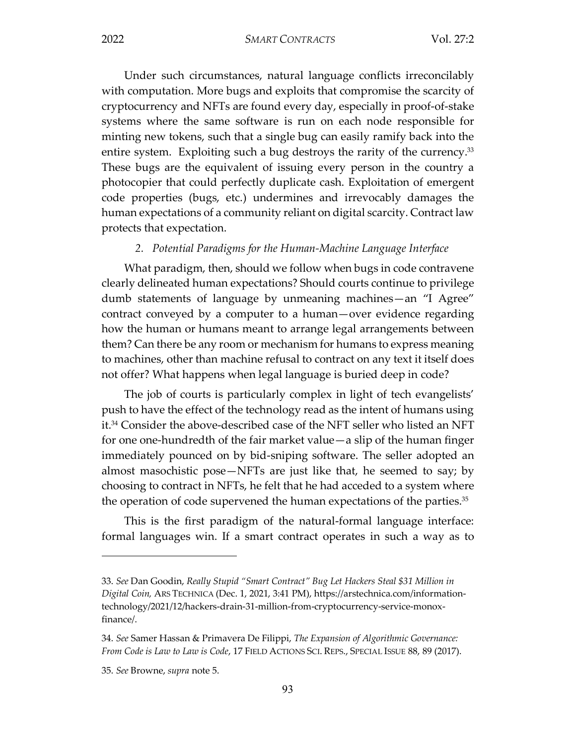Under such circumstances, natural language conflicts irreconcilably with computation. More bugs and exploits that compromise the scarcity of cryptocurrency and NFTs are found every day, especially in proof-of-stake systems where the same software is run on each node responsible for minting new tokens, such that a single bug can easily ramify back into the entire system. Exploiting such a bug destroys the rarity of the currency.[33] These bugs are the equivalent of issuing every person in the country a photocopier that could perfectly duplicate cash. Exploitation of emergent code properties (bugs, etc.) undermines and irrevocably damages the human expectations of a community reliant on digital scarcity. Contract law protects that expectation.

### *2. Potential Paradigms for the Human-Machine Language Interface*

What paradigm, then, should we follow when bugs in code contravene clearly delineated human expectations? Should courts continue to privilege dumb statements of language by unmeaning machines—an "I Agree" contract conveyed by a computer to a human—over evidence regarding how the human or humans meant to arrange legal arrangements between them? Can there be any room or mechanism for humans to express meaning to machines, other than machine refusal to contract on any text it itself does not offer? What happens when legal language is buried deep in code?

The job of courts is particularly complex in light of tech evangelists' push to have the effect of the technology read as the intent of humans using it.[34] Consider the above-described case of the NFT seller who listed an NFT for one one-hundredth of the fair market value—a slip of the human finger immediately pounced on by bid-sniping software. The seller adopted an almost masochistic pose—NFTs are just like that, he seemed to say; by choosing to contract in NFTs, he felt that he had acceded to a system where the operation of code supervened the human expectations of the parties.[35]

This is the first paradigm of the natural-formal language interface: formal languages win. If a smart contract operates in such a way as to

---

33. *See* Dan Goodin, *Really Stupid "Smart Contract" Bug Let Hackers Steal $31 Million in Digital Coin,* ARS TECHNICA (Dec. 1, 2021, 3:41 PM), https://arstechnica.com/information-technology/2021/12/hackers-drain-31-million-from-cryptocurrency-service-monox-finance/.

34. *See* Samer Hassan & Primavera De Filippi, *The Expansion of Algorithmic Governance: From Code is Law to Law is Code*, 17 FIELD ACTIONS SCI. REPS., SPECIAL ISSUE 88, 89 (2017).

35. *See* Browne, *supra* note 5.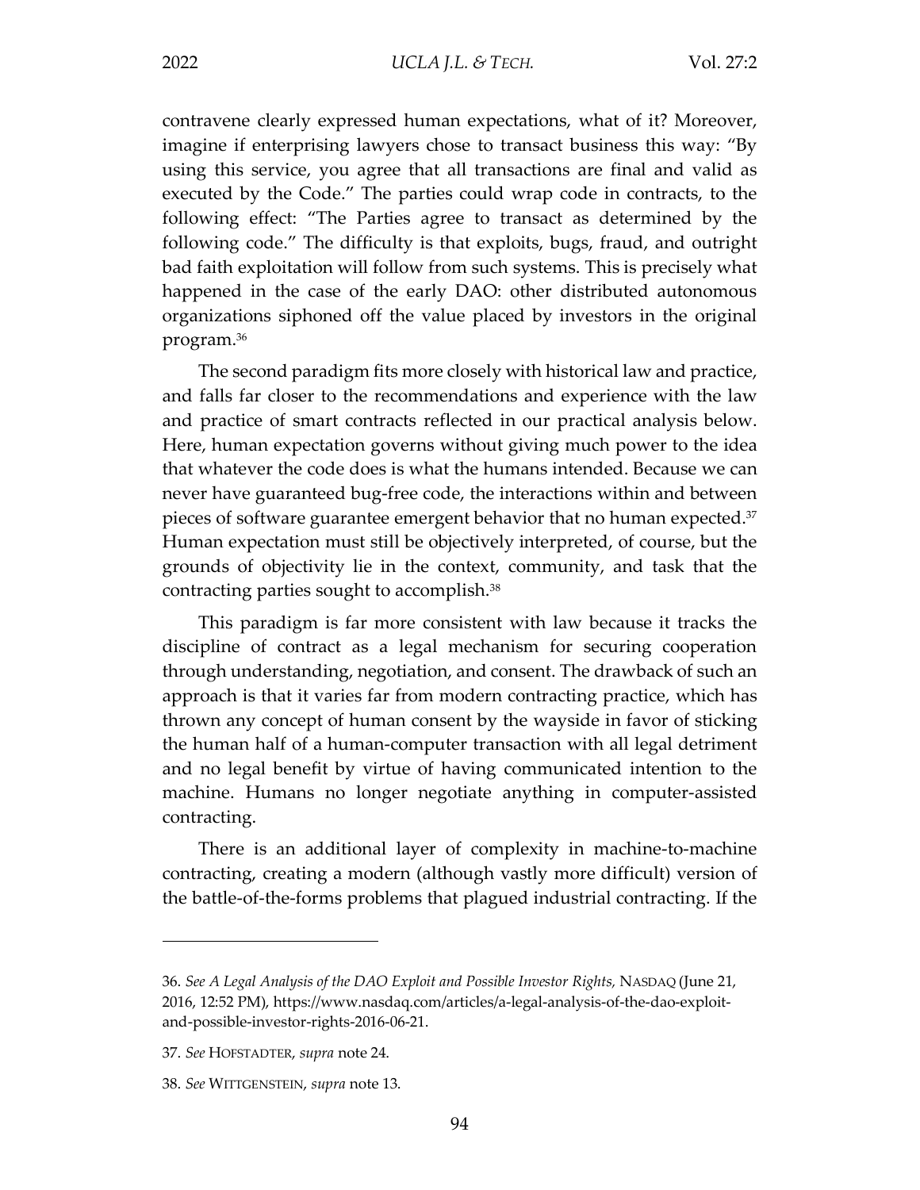contravene clearly expressed human expectations, what of it? Moreover, imagine if enterprising lawyers chose to transact business this way: "By using this service, you agree that all transactions are final and valid as executed by the Code." The parties could wrap code in contracts, to the following effect: "The Parties agree to transact as determined by the following code." The difficulty is that exploits, bugs, fraud, and outright bad faith exploitation will follow from such systems. This is precisely what happened in the case of the early DAO: other distributed autonomous organizations siphoned off the value placed by investors in the original program.[36]

The second paradigm fits more closely with historical law and practice, and falls far closer to the recommendations and experience with the law and practice of smart contracts reflected in our practical analysis below. Here, human expectation governs without giving much power to the idea that whatever the code does is what the humans intended. Because we can never have guaranteed bug-free code, the interactions within and between pieces of software guarantee emergent behavior that no human expected.[37] Human expectation must still be objectively interpreted, of course, but the grounds of objectivity lie in the context, community, and task that the contracting parties sought to accomplish.[38]

This paradigm is far more consistent with law because it tracks the discipline of contract as a legal mechanism for securing cooperation through understanding, negotiation, and consent. The drawback of such an approach is that it varies far from modern contracting practice, which has thrown any concept of human consent by the wayside in favor of sticking the human half of a human-computer transaction with all legal detriment and no legal benefit by virtue of having communicated intention to the machine. Humans no longer negotiate anything in computer-assisted contracting.

There is an additional layer of complexity in machine-to-machine contracting, creating a modern (although vastly more difficult) version of the battle-of-the-forms problems that plagued industrial contracting. If the

---

36. *See A Legal Analysis of the DAO Exploit and Possible Investor Rights*, NASDAQ (June 21, 2016, 12:52 PM), https://www.nasdaq.com/articles/a-legal-analysis-of-the-dao-exploit-and-possible-investor-rights-2016-06-21.

37. *See* HOFSTADTER, *supra* note 24.

38. *See* WITTGENSTEIN, *supra* note 13.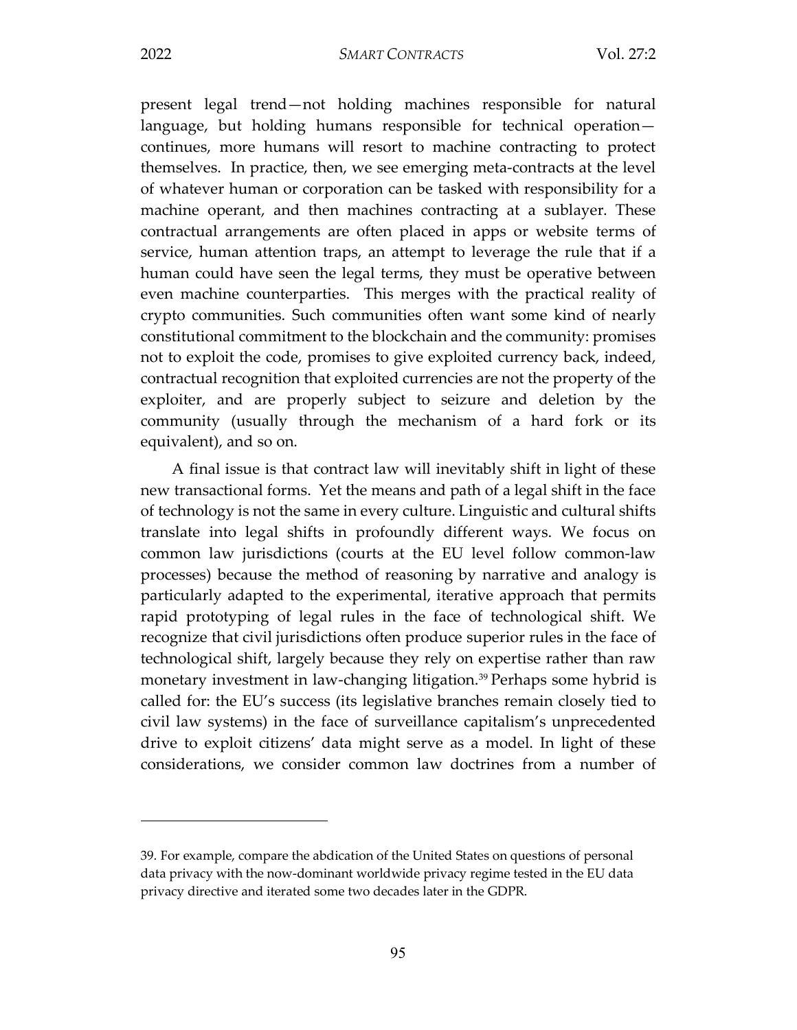present legal trend—not holding machines responsible for natural language, but holding humans responsible for technical operation—continues, more humans will resort to machine contracting to protect themselves. In practice, then, we see emerging meta-contracts at the level of whatever human or corporation can be tasked with responsibility for a machine operant, and then machines contracting at a sublayer. These contractual arrangements are often placed in apps or website terms of service, human attention traps, an attempt to leverage the rule that if a human could have seen the legal terms, they must be operative between even machine counterparties. This merges with the practical reality of crypto communities. Such communities often want some kind of nearly constitutional commitment to the blockchain and the community: promises not to exploit the code, promises to give exploited currency back, indeed, contractual recognition that exploited currencies are not the property of the exploiter, and are properly subject to seizure and deletion by the community (usually through the mechanism of a hard fork or its equivalent), and so on.

A final issue is that contract law will inevitably shift in light of these new transactional forms. Yet the means and path of a legal shift in the face of technology is not the same in every culture. Linguistic and cultural shifts translate into legal shifts in profoundly different ways. We focus on common law jurisdictions (courts at the EU level follow common-law processes) because the method of reasoning by narrative and analogy is particularly adapted to the experimental, iterative approach that permits rapid prototyping of legal rules in the face of technological shift. We recognize that civil jurisdictions often produce superior rules in the face of technological shift, largely because they rely on expertise rather than raw monetary investment in law-changing litigation.[39] Perhaps some hybrid is called for: the EU's success (its legislative branches remain closely tied to civil law systems) in the face of surveillance capitalism's unprecedented drive to exploit citizens' data might serve as a model. In light of these considerations, we consider common law doctrines from a number of

---

39. For example, compare the abdication of the United States on questions of personal data privacy with the now-dominant worldwide privacy regime tested in the EU data privacy directive and iterated some two decades later in the GDPR.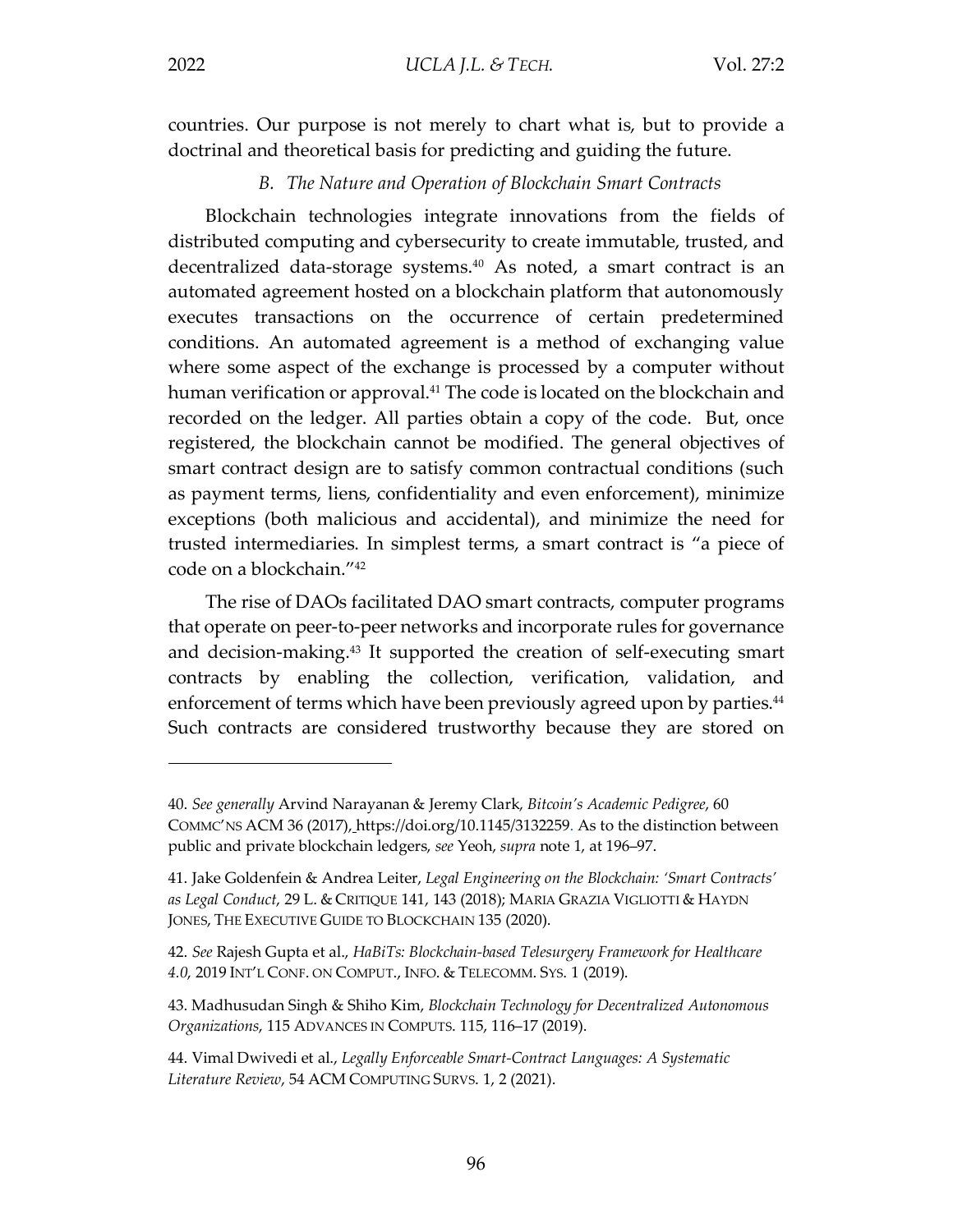countries. Our purpose is not merely to chart what is, but to provide a doctrinal and theoretical basis for predicting and guiding the future.

### *B. The Nature and Operation of Blockchain Smart Contracts*

Blockchain technologies integrate innovations from the fields of distributed computing and cybersecurity to create immutable, trusted, and decentralized data-storage systems.[40] As noted, a smart contract is an automated agreement hosted on a blockchain platform that autonomously executes transactions on the occurrence of certain predetermined conditions. An automated agreement is a method of exchanging value where some aspect of the exchange is processed by a computer without human verification or approval.[41] The code is located on the blockchain and recorded on the ledger. All parties obtain a copy of the code. But, once registered, the blockchain cannot be modified. The general objectives of smart contract design are to satisfy common contractual conditions (such as payment terms, liens, confidentiality and even enforcement), minimize exceptions (both malicious and accidental), and minimize the need for trusted intermediaries. In simplest terms, a smart contract is "a piece of code on a blockchain."[42]

The rise of DAOs facilitated DAO smart contracts, computer programs that operate on peer-to-peer networks and incorporate rules for governance and decision-making.[43] It supported the creation of self-executing smart contracts by enabling the collection, verification, validation, and enforcement of terms which have been previously agreed upon by parties.[44] Such contracts are considered trustworthy because they are stored on

---

40. *See generally* Arvind Narayanan & Jeremy Clark, *Bitcoin's Academic Pedigree*, 60 COMMC'NS ACM 36 (2017), https://doi.org/10.1145/3132259. As to the distinction between public and private blockchain ledgers, *see* Yeoh, *supra* note 1, at 196–97.

41. Jake Goldenfein & Andrea Leiter, *Legal Engineering on the Blockchain: 'Smart Contracts' as Legal Conduct*, 29 L. & CRITIQUE 141, 143 (2018); MARIA GRAZIA VIGLIOTTI & HAYDN JONES, THE EXECUTIVE GUIDE TO BLOCKCHAIN 135 (2020).

42. *See* Rajesh Gupta et al., *HaBiTs: Blockchain-based Telesurgery Framework for Healthcare 4.0*, 2019 INT'L CONF. ON COMPUT., INFO. & TELECOMM. SYS. 1 (2019).

43. Madhusudan Singh & Shiho Kim, *Blockchain Technology for Decentralized Autonomous Organizations*, 115 ADVANCES IN COMPUTS. 115, 116–17 (2019).

44. Vimal Dwivedi et al., *Legally Enforceable Smart-Contract Languages: A Systematic Literature Review*, 54 ACM COMPUTING SURVS. 1, 2 (2021).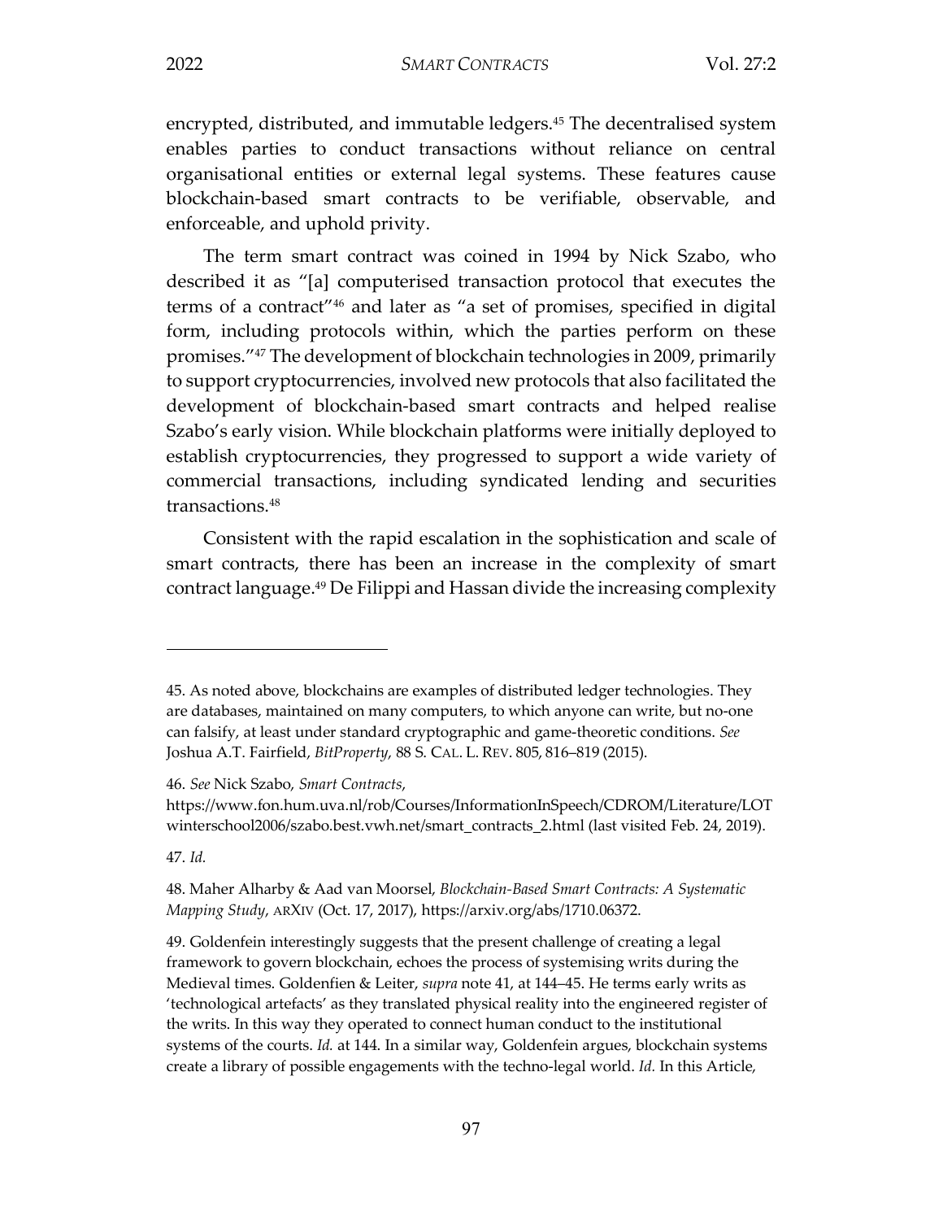encrypted, distributed, and immutable ledgers.[45] The decentralised system enables parties to conduct transactions without reliance on central organisational entities or external legal systems. These features cause blockchain-based smart contracts to be verifiable, observable, and enforceable, and uphold privity.

The term smart contract was coined in 1994 by Nick Szabo, who described it as "[a] computerised transaction protocol that executes the terms of a contract"[46] and later as "a set of promises, specified in digital form, including protocols within, which the parties perform on these promises."[47] The development of blockchain technologies in 2009, primarily to support cryptocurrencies, involved new protocols that also facilitated the development of blockchain-based smart contracts and helped realise Szabo's early vision. While blockchain platforms were initially deployed to establish cryptocurrencies, they progressed to support a wide variety of commercial transactions, including syndicated lending and securities transactions.[48]

Consistent with the rapid escalation in the sophistication and scale of smart contracts, there has been an increase in the complexity of smart contract language.[49] De Filippi and Hassan divide the increasing complexity

---

45. As noted above, blockchains are examples of distributed ledger technologies. They are databases, maintained on many computers, to which anyone can write, but no-one can falsify, at least under standard cryptographic and game-theoretic conditions. *See* Joshua A.T. Fairfield, *BitProperty*, 88 S. CAL. L. REV. 805, 816–819 (2015).

46. *See* Nick Szabo, *Smart Contracts*, https://www.fon.hum.uva.nl/rob/Courses/InformationInSpeech/CDROM/Literature/LOTwinterschool2006/szabo.best.vwh.net/smart_contracts_2.html (last visited Feb. 24, 2019).

47. *Id.*

48. Maher Alharby & Aad van Moorsel, *Blockchain-Based Smart Contracts: A Systematic Mapping Study*, ARXIV (Oct. 17, 2017), https://arxiv.org/abs/1710.06372.

49. Goldenfein interestingly suggests that the present challenge of creating a legal framework to govern blockchain, echoes the process of systemising writs during the Medieval times. Goldenfien & Leiter, *supra* note 41, at 144–45. He terms early writs as 'technological artefacts' as they translated physical reality into the engineered register of the writs. In this way they operated to connect human conduct to the institutional systems of the courts. *Id.* at 144. In a similar way, Goldenfein argues, blockchain systems create a library of possible engagements with the techno-legal world. *Id.* In this Article,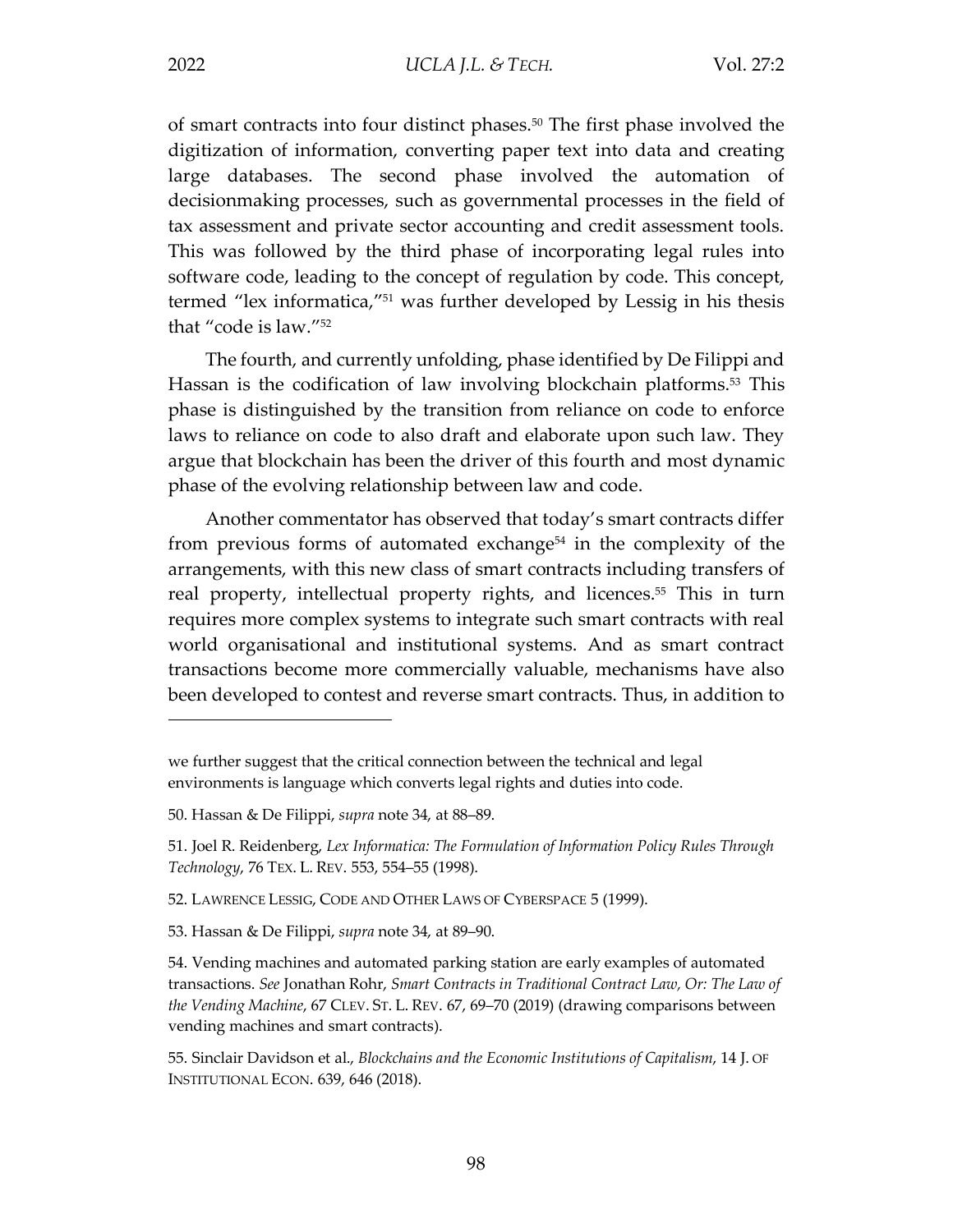of smart contracts into four distinct phases.[50] The first phase involved the digitization of information, converting paper text into data and creating large databases. The second phase involved the automation of decisionmaking processes, such as governmental processes in the field of tax assessment and private sector accounting and credit assessment tools. This was followed by the third phase of incorporating legal rules into software code, leading to the concept of regulation by code. This concept, termed "lex informatica,"[51] was further developed by Lessig in his thesis that "code is law."[52]

The fourth, and currently unfolding, phase identified by De Filippi and Hassan is the codification of law involving blockchain platforms.[53] This phase is distinguished by the transition from reliance on code to enforce laws to reliance on code to also draft and elaborate upon such law. They argue that blockchain has been the driver of this fourth and most dynamic phase of the evolving relationship between law and code.

Another commentator has observed that today's smart contracts differ from previous forms of automated exchange[54] in the complexity of the arrangements, with this new class of smart contracts including transfers of real property, intellectual property rights, and licences.[55] This in turn requires more complex systems to integrate such smart contracts with real world organisational and institutional systems. And as smart contract transactions become more commercially valuable, mechanisms have also been developed to contest and reverse smart contracts. Thus, in addition to

---

we further suggest that the critical connection between the technical and legal environments is language which converts legal rights and duties into code.

50. Hassan & De Filippi, *supra* note 34, at 88–89.

51. Joel R. Reidenberg, *Lex Informatica: The Formulation of Information Policy Rules Through Technology*, 76 TEX. L. REV. 553, 554–55 (1998).

52. LAWRENCE LESSIG, CODE AND OTHER LAWS OF CYBERSPACE 5 (1999).

53. Hassan & De Filippi, *supra* note 34, at 89–90.

54. Vending machines and automated parking station are early examples of automated transactions. *See* Jonathan Rohr, *Smart Contracts in Traditional Contract Law, Or: The Law of the Vending Machine*, 67 CLEV. ST. L. REV. 67, 69–70 (2019) (drawing comparisons between vending machines and smart contracts).

55. Sinclair Davidson et al., *Blockchains and the Economic Institutions of Capitalism*, 14 J. OF INSTITUTIONAL ECON. 639, 646 (2018).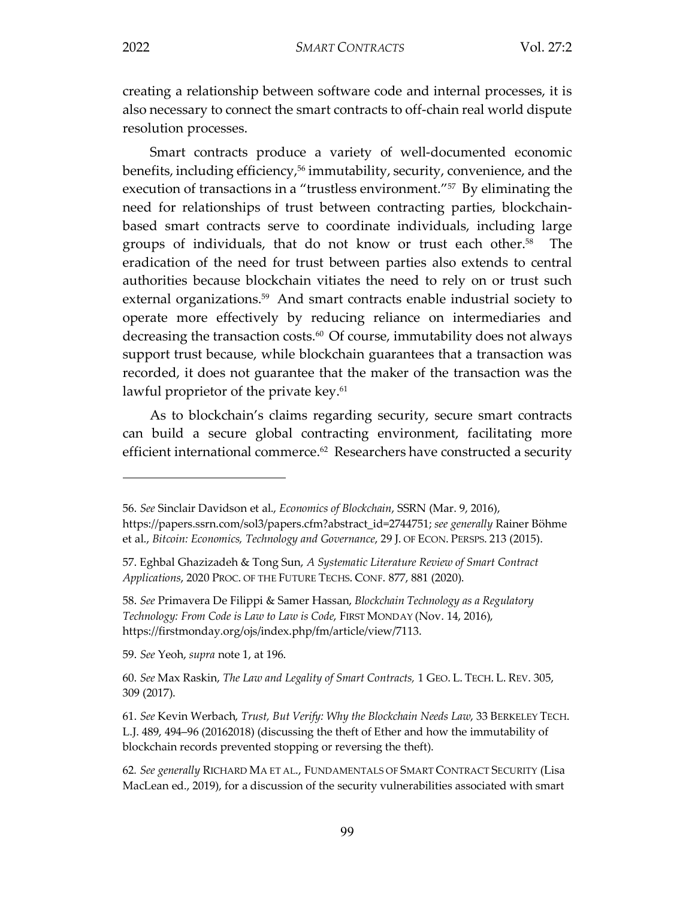creating a relationship between software code and internal processes, it is also necessary to connect the smart contracts to off-chain real world dispute resolution processes.

Smart contracts produce a variety of well-documented economic benefits, including efficiency,[56] immutability, security, convenience, and the execution of transactions in a "trustless environment."[57] By eliminating the need for relationships of trust between contracting parties, blockchain-based smart contracts serve to coordinate individuals, including large groups of individuals, that do not know or trust each other.[58] The eradication of the need for trust between parties also extends to central authorities because blockchain vitiates the need to rely on or trust such external organizations.[59] And smart contracts enable industrial society to operate more effectively by reducing reliance on intermediaries and decreasing the transaction costs.[60] Of course, immutability does not always support trust because, while blockchain guarantees that a transaction was recorded, it does not guarantee that the maker of the transaction was the lawful proprietor of the private key.[61]

As to blockchain's claims regarding security, secure smart contracts can build a secure global contracting environment, facilitating more efficient international commerce.[62] Researchers have constructed a security

---

56. *See* Sinclair Davidson et al., *Economics of Blockchain*, SSRN (Mar. 9, 2016), https://papers.ssrn.com/sol3/papers.cfm?abstract_id=2744751; *see generally* Rainer Böhme et al., *Bitcoin: Economics, Technology and Governance*, 29 J. OF ECON. PERSPS. 213 (2015).

57. Eghbal Ghazizadeh & Tong Sun, *A Systematic Literature Review of Smart Contract Applications*, 2020 PROC. OF THE FUTURE TECHS. CONF. 877, 881 (2020).

58. *See* Primavera De Filippi & Samer Hassan, *Blockchain Technology as a Regulatory Technology: From Code is Law to Law is Code*, FIRST MONDAY (Nov. 14, 2016), https://firstmonday.org/ojs/index.php/fm/article/view/7113.

59. *See* Yeoh, *supra* note 1, at 196.

60. *See* Max Raskin, *The Law and Legality of Smart Contracts,* 1 GEO. L. TECH. L. REV. 305, 309 (2017).

61. *See* Kevin Werbach, *Trust, But Verify: Why the Blockchain Needs Law*, 33 BERKELEY TECH. L.J. 489, 494–96 (20162018) (discussing the theft of Ether and how the immutability of blockchain records prevented stopping or reversing the theft).

62. *See generally* RICHARD MA ET AL., FUNDAMENTALS OF SMART CONTRACT SECURITY (Lisa MacLean ed., 2019), for a discussion of the security vulnerabilities associated with smart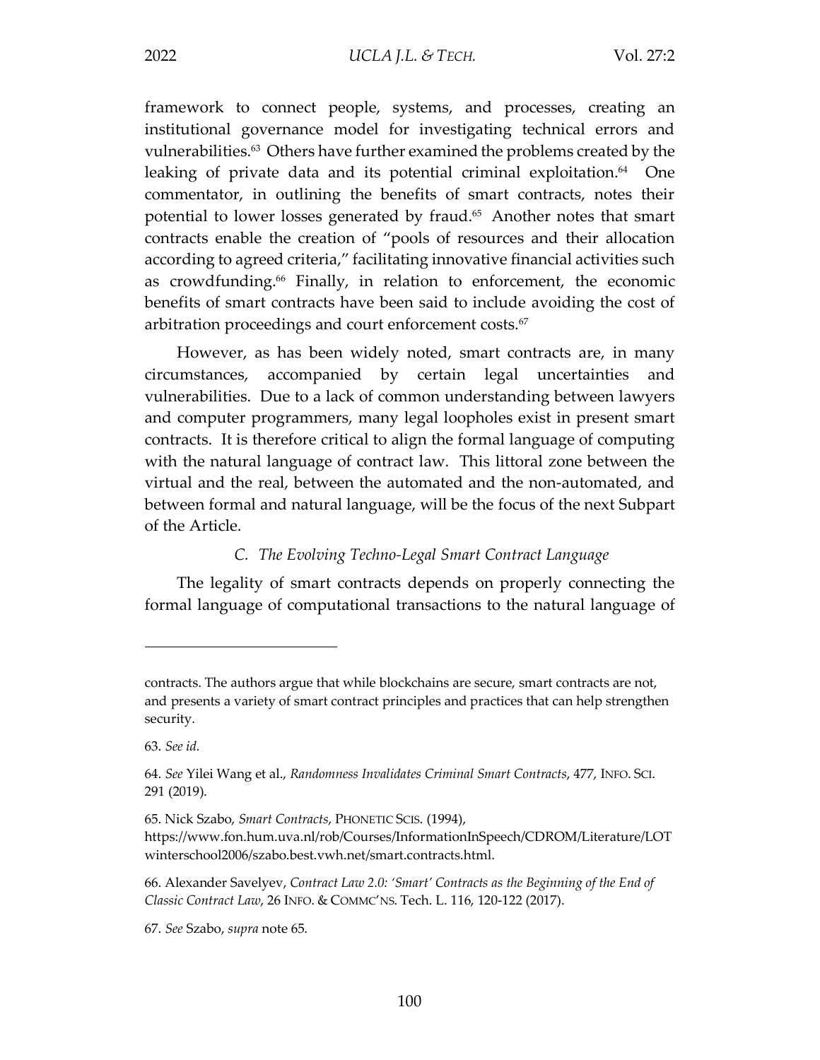framework to connect people, systems, and processes, creating an institutional governance model for investigating technical errors and vulnerabilities.[63] Others have further examined the problems created by the leaking of private data and its potential criminal exploitation.[64] One commentator, in outlining the benefits of smart contracts, notes their potential to lower losses generated by fraud.[65] Another notes that smart contracts enable the creation of "pools of resources and their allocation according to agreed criteria," facilitating innovative financial activities such as crowdfunding.[66] Finally, in relation to enforcement, the economic benefits of smart contracts have been said to include avoiding the cost of arbitration proceedings and court enforcement costs.[67]

However, as has been widely noted, smart contracts are, in many circumstances, accompanied by certain legal uncertainties and vulnerabilities. Due to a lack of common understanding between lawyers and computer programmers, many legal loopholes exist in present smart contracts. It is therefore critical to align the formal language of computing with the natural language of contract law. This littoral zone between the virtual and the real, between the automated and the non-automated, and between formal and natural language, will be the focus of the next Subpart of the Article.

### *C. The Evolving Techno-Legal Smart Contract Language*

The legality of smart contracts depends on properly connecting the formal language of computational transactions to the natural language of

---

contracts. The authors argue that while blockchains are secure, smart contracts are not, and presents a variety of smart contract principles and practices that can help strengthen security.

63. *See id.*

64. *See* Yilei Wang et al., *Randomness Invalidates Criminal Smart Contracts*, 477, INFO. SCI. 291 (2019).

65. Nick Szabo, *Smart Contracts*, PHONETIC SCIS. (1994), https://www.fon.hum.uva.nl/rob/Courses/InformationInSpeech/CDROM/Literature/LOTwinterschool2006/szabo.best.vwh.net/smart.contracts.html.

66. Alexander Savelyev, *Contract Law 2.0: 'Smart' Contracts as the Beginning of the End of Classic Contract Law*, 26 INFO. & COMMC'NS. Tech. L. 116, 120-122 (2017).

67. *See* Szabo, *supra* note 65.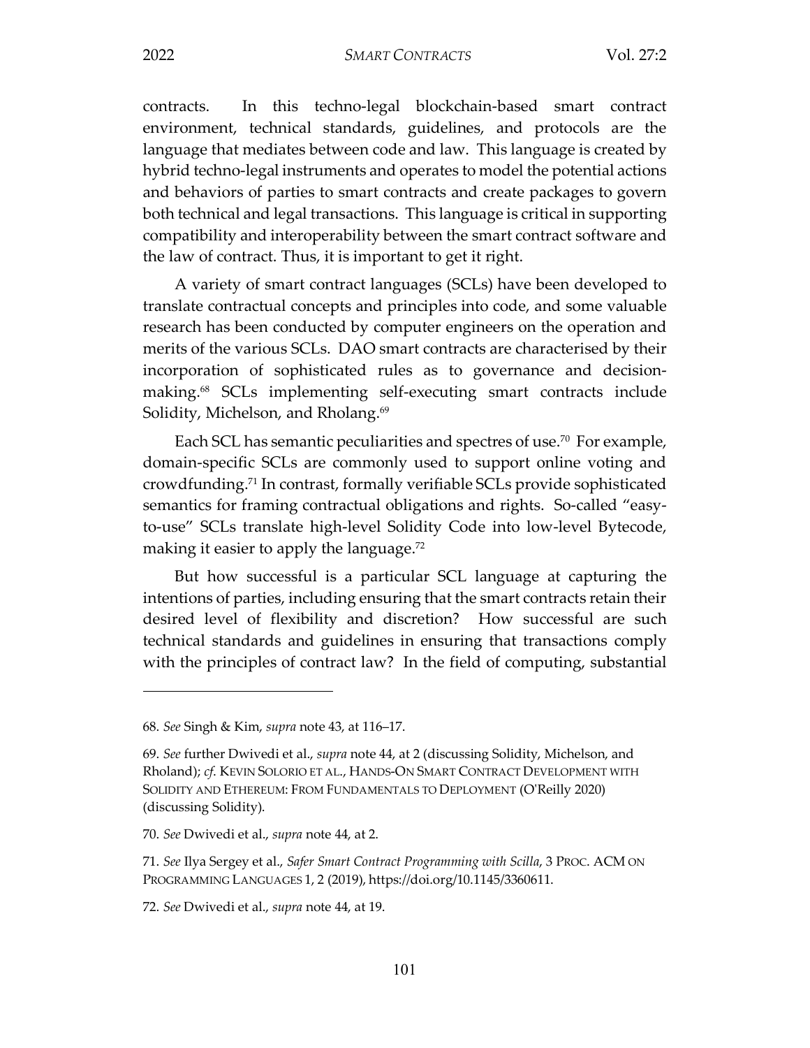contracts. In this techno-legal blockchain-based smart contract environment, technical standards, guidelines, and protocols are the language that mediates between code and law. This language is created by hybrid techno-legal instruments and operates to model the potential actions and behaviors of parties to smart contracts and create packages to govern both technical and legal transactions. This language is critical in supporting compatibility and interoperability between the smart contract software and the law of contract. Thus, it is important to get it right.

A variety of smart contract languages (SCLs) have been developed to translate contractual concepts and principles into code, and some valuable research has been conducted by computer engineers on the operation and merits of the various SCLs. DAO smart contracts are characterised by their incorporation of sophisticated rules as to governance and decision-making.[68] SCLs implementing self-executing smart contracts include Solidity, Michelson, and Rholang.[69]

Each SCL has semantic peculiarities and spectres of use.[70] For example, domain-specific SCLs are commonly used to support online voting and crowdfunding.[71] In contrast, formally verifiable SCLs provide sophisticated semantics for framing contractual obligations and rights. So-called "easy-to-use" SCLs translate high-level Solidity Code into low-level Bytecode, making it easier to apply the language.[72]

But how successful is a particular SCL language at capturing the intentions of parties, including ensuring that the smart contracts retain their desired level of flexibility and discretion? How successful are such technical standards and guidelines in ensuring that transactions comply with the principles of contract law? In the field of computing, substantial

---

68. *See* Singh & Kim, *supra* note 43, at 116–17.

69. *See* further Dwivedi et al., *supra* note 44, at 2 (discussing Solidity, Michelson, and Rholand); *cf.* KEVIN SOLORIO ET AL., HANDS-ON SMART CONTRACT DEVELOPMENT WITH SOLIDITY AND ETHEREUM: FROM FUNDAMENTALS TO DEPLOYMENT (O'Reilly 2020) (discussing Solidity).

70. *See* Dwivedi et al., *supra* note 44, at 2.

71. *See* Ilya Sergey et al., *Safer Smart Contract Programming with Scilla*, 3 PROC. ACM ON PROGRAMMING LANGUAGES 1, 2 (2019), https://doi.org/10.1145/3360611.

72. *See* Dwivedi et al., *supra* note 44, at 19.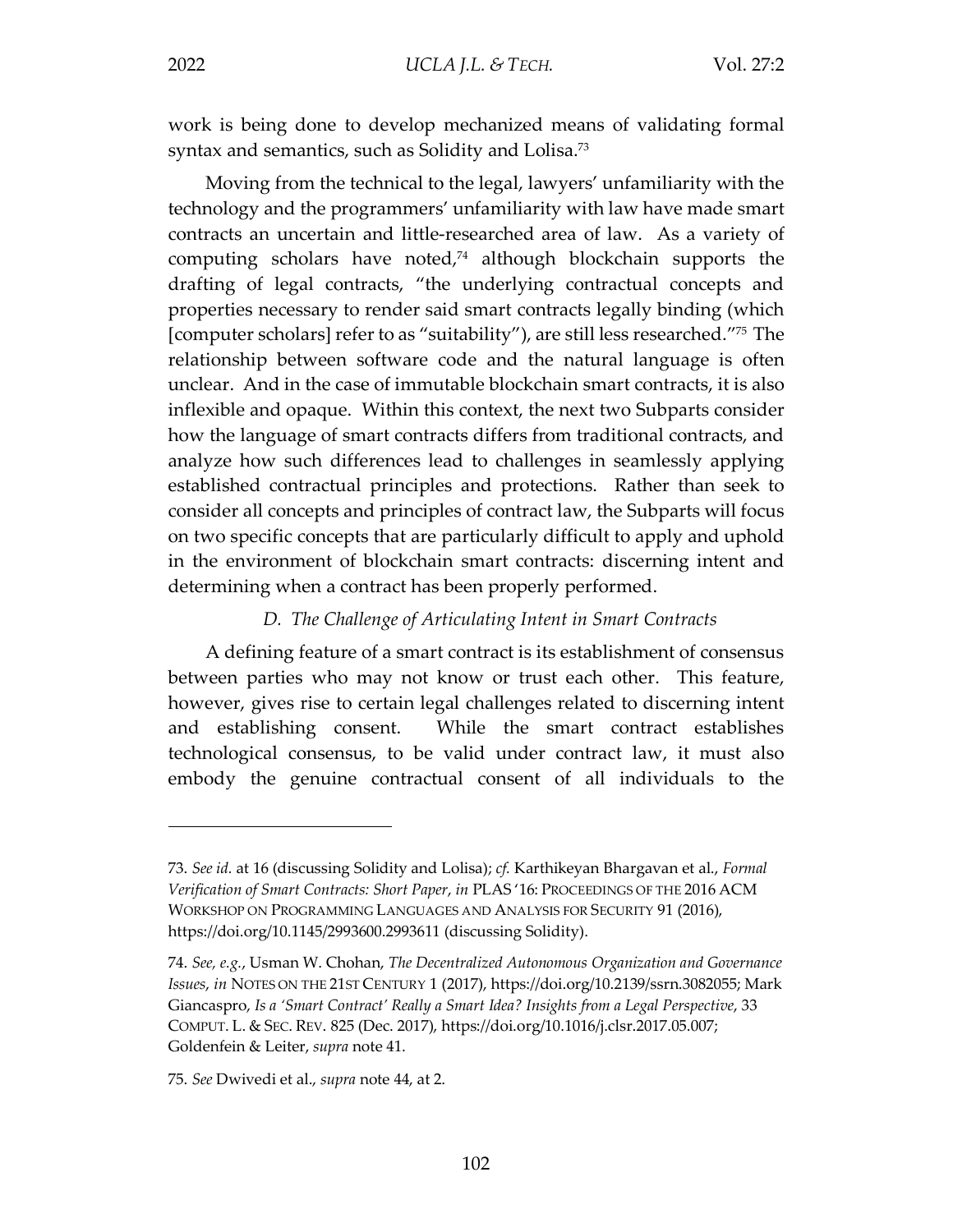work is being done to develop mechanized means of validating formal syntax and semantics, such as Solidity and Lolisa.[73]

Moving from the technical to the legal, lawyers' unfamiliarity with the technology and the programmers' unfamiliarity with law have made smart contracts an uncertain and little-researched area of law. As a variety of computing scholars have noted,[74] although blockchain supports the drafting of legal contracts, "the underlying contractual concepts and properties necessary to render said smart contracts legally binding (which [computer scholars] refer to as "suitability"), are still less researched."[75] The relationship between software code and the natural language is often unclear. And in the case of immutable blockchain smart contracts, it is also inflexible and opaque. Within this context, the next two Subparts consider how the language of smart contracts differs from traditional contracts, and analyze how such differences lead to challenges in seamlessly applying established contractual principles and protections. Rather than seek to consider all concepts and principles of contract law, the Subparts will focus on two specific concepts that are particularly difficult to apply and uphold in the environment of blockchain smart contracts: discerning intent and determining when a contract has been properly performed.

### *D. The Challenge of Articulating Intent in Smart Contracts*

A defining feature of a smart contract is its establishment of consensus between parties who may not know or trust each other. This feature, however, gives rise to certain legal challenges related to discerning intent and establishing consent. While the smart contract establishes technological consensus, to be valid under contract law, it must also embody the genuine contractual consent of all individuals to the

---

73. *See id.* at 16 (discussing Solidity and Lolisa); *cf.* Karthikeyan Bhargavan et al., *Formal Verification of Smart Contracts: Short Paper*, *in* PLAS '16: PROCEEDINGS OF THE 2016 ACM WORKSHOP ON PROGRAMMING LANGUAGES AND ANALYSIS FOR SECURITY 91 (2016), https://doi.org/10.1145/2993600.2993611 (discussing Solidity).

74. *See, e.g.*, Usman W. Chohan, *The Decentralized Autonomous Organization and Governance Issues*, *in* NOTES ON THE 21ST CENTURY 1 (2017), https://doi.org/10.2139/ssrn.3082055; Mark Giancaspro, *Is a 'Smart Contract' Really a Smart Idea? Insights from a Legal Perspective*, 33 COMPUT. L. & SEC. REV. 825 (Dec. 2017), https://doi.org/10.1016/j.clsr.2017.05.007; Goldenfein & Leiter, *supra* note 41.

75. *See* Dwivedi et al., *supra* note 44, at 2.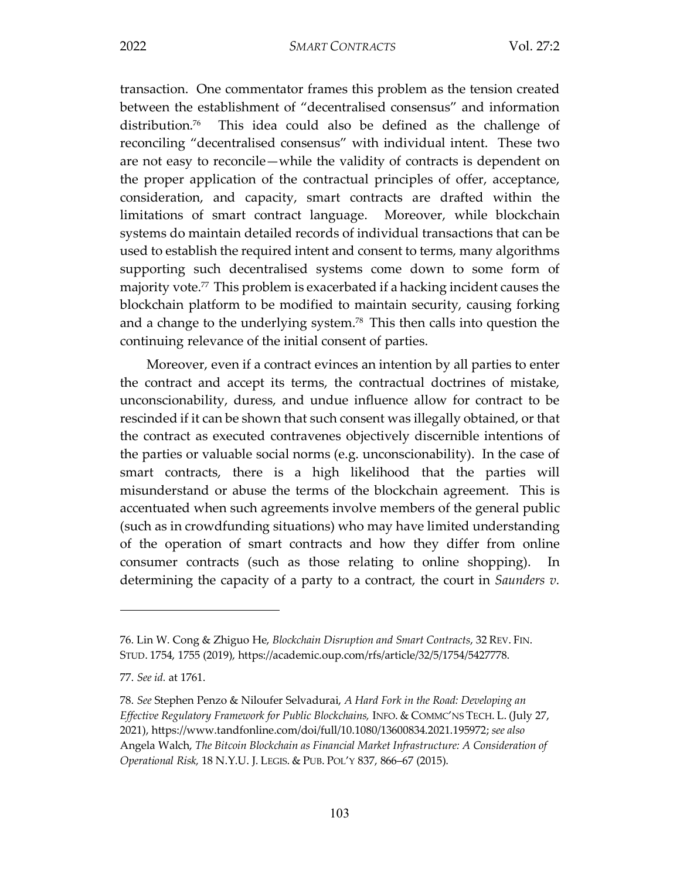transaction. One commentator frames this problem as the tension created between the establishment of "decentralised consensus" and information distribution.[76] This idea could also be defined as the challenge of reconciling "decentralised consensus" with individual intent. These two are not easy to reconcile—while the validity of contracts is dependent on the proper application of the contractual principles of offer, acceptance, consideration, and capacity, smart contracts are drafted within the limitations of smart contract language. Moreover, while blockchain systems do maintain detailed records of individual transactions that can be used to establish the required intent and consent to terms, many algorithms supporting such decentralised systems come down to some form of majority vote.[77] This problem is exacerbated if a hacking incident causes the blockchain platform to be modified to maintain security, causing forking and a change to the underlying system.[78] This then calls into question the continuing relevance of the initial consent of parties.

Moreover, even if a contract evinces an intention by all parties to enter the contract and accept its terms, the contractual doctrines of mistake, unconscionability, duress, and undue influence allow for contract to be rescinded if it can be shown that such consent was illegally obtained, or that the contract as executed contravenes objectively discernible intentions of the parties or valuable social norms (e.g. unconscionability). In the case of smart contracts, there is a high likelihood that the parties will misunderstand or abuse the terms of the blockchain agreement. This is accentuated when such agreements involve members of the general public (such as in crowdfunding situations) who may have limited understanding of the operation of smart contracts and how they differ from online consumer contracts (such as those relating to online shopping). In determining the capacity of a party to a contract, the court in *Saunders v.*

---

76. Lin W. Cong & Zhiguo He, *Blockchain Disruption and Smart Contracts*, 32 REV. FIN. STUD. 1754, 1755 (2019), https://academic.oup.com/rfs/article/32/5/1754/5427778.

77. *See id.* at 1761.

78. *See* Stephen Penzo & Niloufer Selvadurai, *A Hard Fork in the Road: Developing an Effective Regulatory Framework for Public Blockchains,* INFO. & COMMC'NS TECH. L. (July 27, 2021), https://www.tandfonline.com/doi/full/10.1080/13600834.2021.195972; *see also* Angela Walch, *The Bitcoin Blockchain as Financial Market Infrastructure: A Consideration of Operational Risk,* 18 N.Y.U. J. LEGIS. & PUB. POL'Y 837, 866–67 (2015).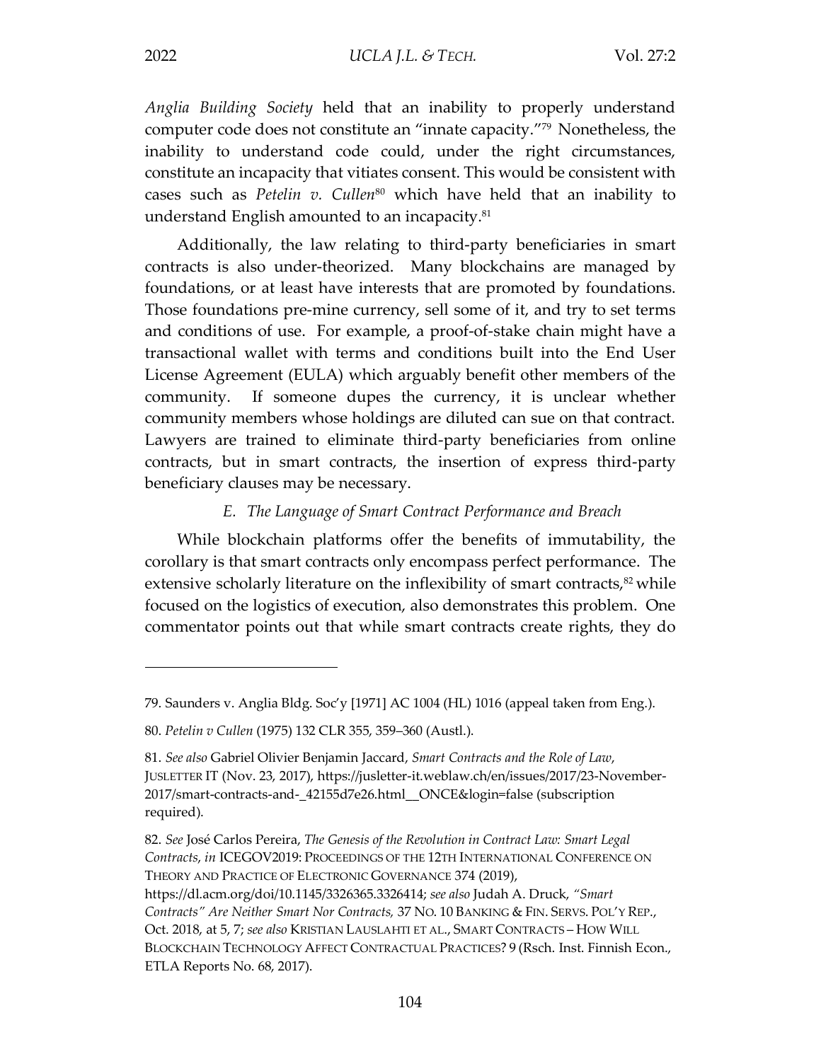*Anglia Building Society* held that an inability to properly understand computer code does not constitute an "innate capacity."[79] Nonetheless, the inability to understand code could, under the right circumstances, constitute an incapacity that vitiates consent. This would be consistent with cases such as *Petelin v. Cullen*[80] which have held that an inability to understand English amounted to an incapacity.[81]

Additionally, the law relating to third-party beneficiaries in smart contracts is also under-theorized. Many blockchains are managed by foundations, or at least have interests that are promoted by foundations. Those foundations pre-mine currency, sell some of it, and try to set terms and conditions of use. For example, a proof-of-stake chain might have a transactional wallet with terms and conditions built into the End User License Agreement (EULA) which arguably benefit other members of the community. If someone dupes the currency, it is unclear whether community members whose holdings are diluted can sue on that contract. Lawyers are trained to eliminate third-party beneficiaries from online contracts, but in smart contracts, the insertion of express third-party beneficiary clauses may be necessary.

### *E. The Language of Smart Contract Performance and Breach*

While blockchain platforms offer the benefits of immutability, the corollary is that smart contracts only encompass perfect performance. The extensive scholarly literature on the inflexibility of smart contracts,[82] while focused on the logistics of execution, also demonstrates this problem. One commentator points out that while smart contracts create rights, they do

---

79. Saunders v. Anglia Bldg. Soc'y [1971] AC 1004 (HL) 1016 (appeal taken from Eng.).

80. *Petelin v Cullen* (1975) 132 CLR 355, 359–360 (Austl.).

81. *See also* Gabriel Olivier Benjamin Jaccard, *Smart Contracts and the Role of Law*, JUSLETTER IT (Nov. 23, 2017), https://jusletter-it.weblaw.ch/en/issues/2017/23-November-2017/smart-contracts-and-_42155d7e26.html__ONCE&login=false (subscription required).

82. *See* José Carlos Pereira, *The Genesis of the Revolution in Contract Law: Smart Legal Contracts*, *in* ICEGOV2019: PROCEEDINGS OF THE 12TH INTERNATIONAL CONFERENCE ON THEORY AND PRACTICE OF ELECTRONIC GOVERNANCE 374 (2019), https://dl.acm.org/doi/10.1145/3326365.3326414; *see also* Judah A. Druck, *"Smart Contracts" Are Neither Smart Nor Contracts,* 37 NO. 10 BANKING & FIN. SERVS. POL'Y REP., Oct. 2018, at 5, 7; *see also* KRISTIAN LAUSLAHTI ET AL., SMART CONTRACTS – HOW WILL BLOCKCHAIN TECHNOLOGY AFFECT CONTRACTUAL PRACTICES? 9 (Rsch. Inst. Finnish Econ., ETLA Reports No. 68, 2017).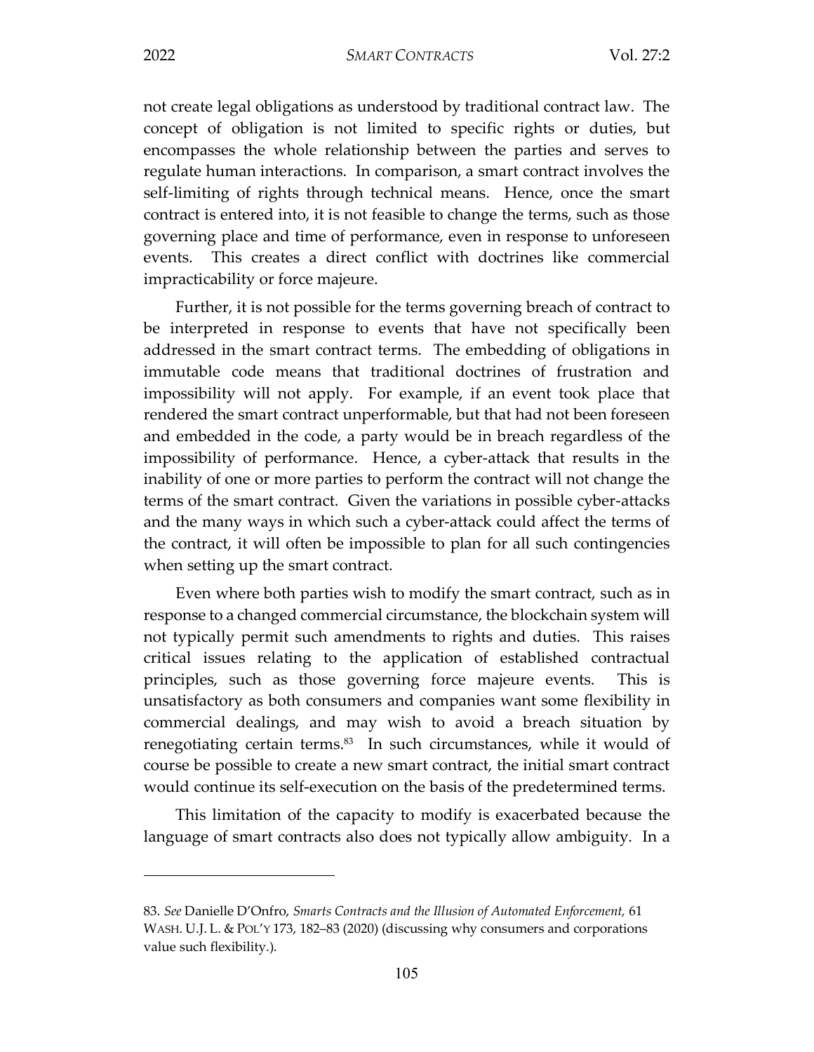not create legal obligations as understood by traditional contract law. The concept of obligation is not limited to specific rights or duties, but encompasses the whole relationship between the parties and serves to regulate human interactions. In comparison, a smart contract involves the self-limiting of rights through technical means. Hence, once the smart contract is entered into, it is not feasible to change the terms, such as those governing place and time of performance, even in response to unforeseen events. This creates a direct conflict with doctrines like commercial impracticability or force majeure.

Further, it is not possible for the terms governing breach of contract to be interpreted in response to events that have not specifically been addressed in the smart contract terms. The embedding of obligations in immutable code means that traditional doctrines of frustration and impossibility will not apply. For example, if an event took place that rendered the smart contract unperformable, but that had not been foreseen and embedded in the code, a party would be in breach regardless of the impossibility of performance. Hence, a cyber-attack that results in the inability of one or more parties to perform the contract will not change the terms of the smart contract. Given the variations in possible cyber-attacks and the many ways in which such a cyber-attack could affect the terms of the contract, it will often be impossible to plan for all such contingencies when setting up the smart contract.

Even where both parties wish to modify the smart contract, such as in response to a changed commercial circumstance, the blockchain system will not typically permit such amendments to rights and duties. This raises critical issues relating to the application of established contractual principles, such as those governing force majeure events. This is unsatisfactory as both consumers and companies want some flexibility in commercial dealings, and may wish to avoid a breach situation by renegotiating certain terms.[83] In such circumstances, while it would of course be possible to create a new smart contract, the initial smart contract would continue its self-execution on the basis of the predetermined terms.

This limitation of the capacity to modify is exacerbated because the language of smart contracts also does not typically allow ambiguity. In a

---

83. *See* Danielle D'Onfro, *Smarts Contracts and the Illusion of Automated Enforcement,* 61 WASH. U.J. L. & POL'Y 173, 182–83 (2020) (discussing why consumers and corporations value such flexibility.).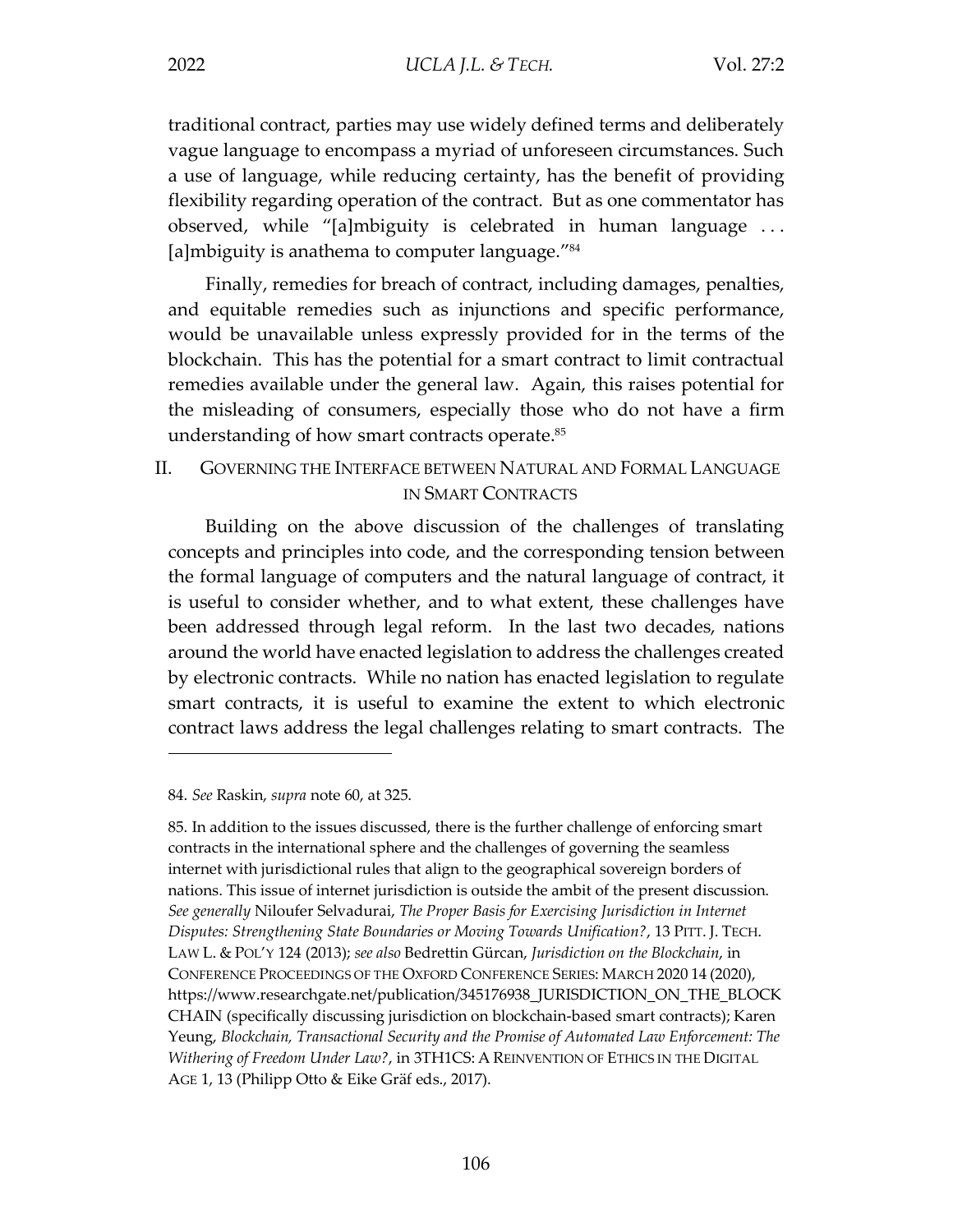traditional contract, parties may use widely defined terms and deliberately vague language to encompass a myriad of unforeseen circumstances. Such a use of language, while reducing certainty, has the benefit of providing flexibility regarding operation of the contract. But as one commentator has observed, while "[a]mbiguity is celebrated in human language . . . [a]mbiguity is anathema to computer language."[84]

Finally, remedies for breach of contract, including damages, penalties, and equitable remedies such as injunctions and specific performance, would be unavailable unless expressly provided for in the terms of the blockchain. This has the potential for a smart contract to limit contractual remedies available under the general law. Again, this raises potential for the misleading of consumers, especially those who do not have a firm understanding of how smart contracts operate.[85]

## II. GOVERNING THE INTERFACE BETWEEN NATURAL AND FORMAL LANGUAGE IN SMART CONTRACTS

Building on the above discussion of the challenges of translating concepts and principles into code, and the corresponding tension between the formal language of computers and the natural language of contract, it is useful to consider whether, and to what extent, these challenges have been addressed through legal reform. In the last two decades, nations around the world have enacted legislation to address the challenges created by electronic contracts. While no nation has enacted legislation to regulate smart contracts, it is useful to examine the extent to which electronic contract laws address the legal challenges relating to smart contracts. The

---

84. *See* Raskin, *supra* note 60, at 325.

85. In addition to the issues discussed, there is the further challenge of enforcing smart contracts in the international sphere and the challenges of governing the seamless internet with jurisdictional rules that align to the geographical sovereign borders of nations. This issue of internet jurisdiction is outside the ambit of the present discussion. *See generally* Niloufer Selvadurai, *The Proper Basis for Exercising Jurisdiction in Internet Disputes: Strengthening State Boundaries or Moving Towards Unification?*, 13 PITT. J. TECH. LAW L. & POL'Y 124 (2013); *see also* Bedrettin Gürcan, *Jurisdiction on the Blockchain*, in CONFERENCE PROCEEDINGS OF THE OXFORD CONFERENCE SERIES: MARCH 2020 14 (2020), https://www.researchgate.net/publication/345176938_JURISDICTION_ON_THE_BLOCKCHAIN (specifically discussing jurisdiction on blockchain-based smart contracts); Karen Yeung, *Blockchain, Transactional Security and the Promise of Automated Law Enforcement: The Withering of Freedom Under Law?*, in 3TH1CS: A REINVENTION OF ETHICS IN THE DIGITAL AGE 1, 13 (Philipp Otto & Eike Gräf eds., 2017).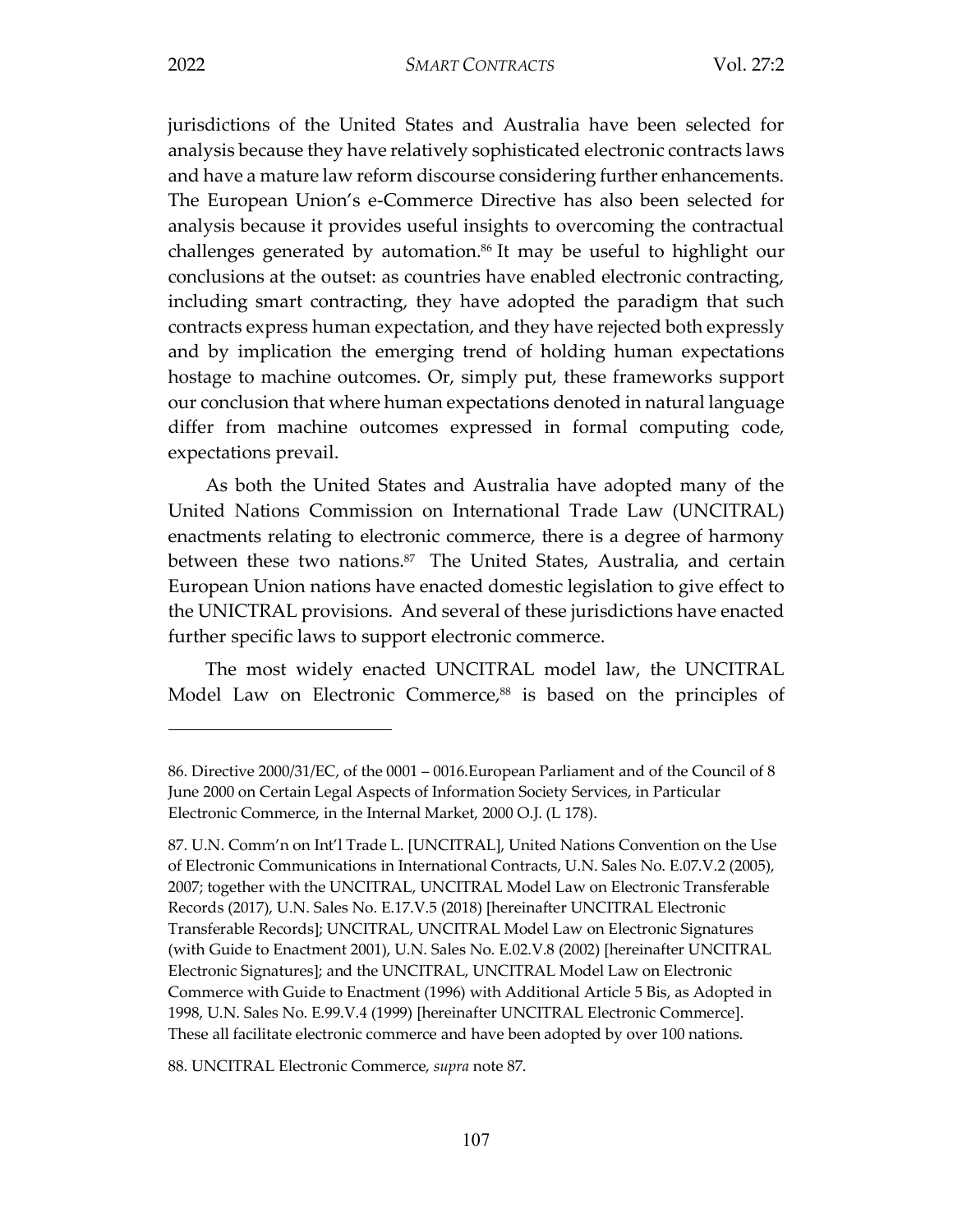jurisdictions of the United States and Australia have been selected for analysis because they have relatively sophisticated electronic contracts laws and have a mature law reform discourse considering further enhancements. The European Union's e-Commerce Directive has also been selected for analysis because it provides useful insights to overcoming the contractual challenges generated by automation.[86] It may be useful to highlight our conclusions at the outset: as countries have enabled electronic contracting, including smart contracting, they have adopted the paradigm that such contracts express human expectation, and they have rejected both expressly and by implication the emerging trend of holding human expectations hostage to machine outcomes. Or, simply put, these frameworks support our conclusion that where human expectations denoted in natural language differ from machine outcomes expressed in formal computing code, expectations prevail.

As both the United States and Australia have adopted many of the United Nations Commission on International Trade Law (UNCITRAL) enactments relating to electronic commerce, there is a degree of harmony between these two nations.[87] The United States, Australia, and certain European Union nations have enacted domestic legislation to give effect to the UNICTRAL provisions. And several of these jurisdictions have enacted further specific laws to support electronic commerce.

The most widely enacted UNCITRAL model law, the UNCITRAL Model Law on Electronic Commerce,[88] is based on the principles of

---

86. Directive 2000/31/EC, of the 0001 – 0016.European Parliament and of the Council of 8 June 2000 on Certain Legal Aspects of Information Society Services, in Particular Electronic Commerce, in the Internal Market, 2000 O.J. (L 178).

87. U.N. Comm'n on Int'l Trade L. [UNCITRAL], United Nations Convention on the Use of Electronic Communications in International Contracts, U.N. Sales No. E.07.V.2 (2005), 2007; together with the UNCITRAL, UNCITRAL Model Law on Electronic Transferable Records (2017), U.N. Sales No. E.17.V.5 (2018) [hereinafter UNCITRAL Electronic Transferable Records]; UNCITRAL, UNCITRAL Model Law on Electronic Signatures (with Guide to Enactment 2001), U.N. Sales No. E.02.V.8 (2002) [hereinafter UNCITRAL Electronic Signatures]; and the UNCITRAL, UNCITRAL Model Law on Electronic Commerce with Guide to Enactment (1996) with Additional Article 5 Bis, as Adopted in 1998, U.N. Sales No. E.99.V.4 (1999) [hereinafter UNCITRAL Electronic Commerce]. These all facilitate electronic commerce and have been adopted by over 100 nations.

88. UNCITRAL Electronic Commerce, *supra* note 87.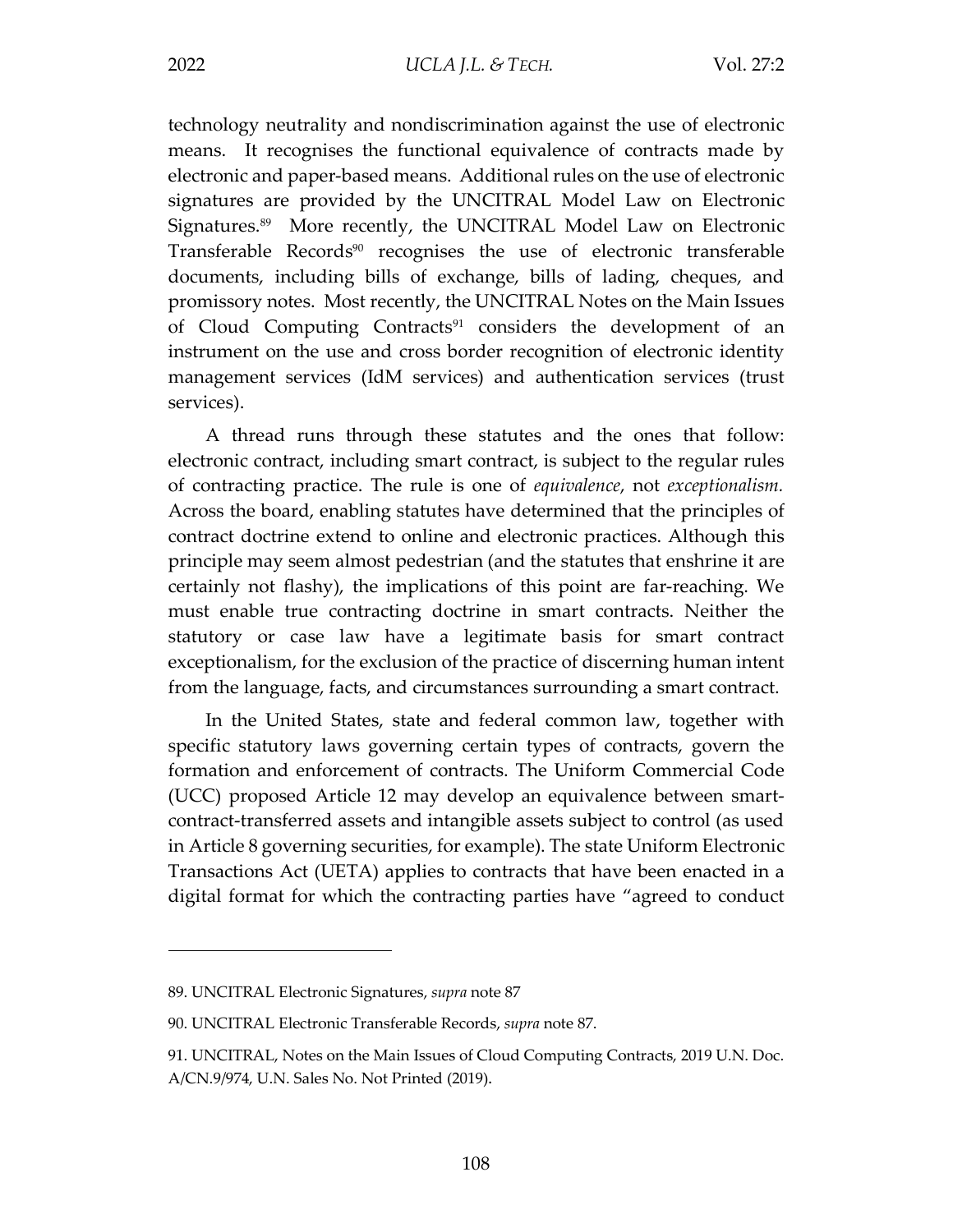technology neutrality and nondiscrimination against the use of electronic means. It recognises the functional equivalence of contracts made by electronic and paper-based means. Additional rules on the use of electronic signatures are provided by the UNCITRAL Model Law on Electronic Signatures.[89] More recently, the UNCITRAL Model Law on Electronic Transferable Records[90] recognises the use of electronic transferable documents, including bills of exchange, bills of lading, cheques, and promissory notes. Most recently, the UNCITRAL Notes on the Main Issues of Cloud Computing Contracts[91] considers the development of an instrument on the use and cross border recognition of electronic identity management services (IdM services) and authentication services (trust services).

A thread runs through these statutes and the ones that follow: electronic contract, including smart contract, is subject to the regular rules of contracting practice. The rule is one of *equivalence*, not *exceptionalism.* Across the board, enabling statutes have determined that the principles of contract doctrine extend to online and electronic practices. Although this principle may seem almost pedestrian (and the statutes that enshrine it are certainly not flashy), the implications of this point are far-reaching. We must enable true contracting doctrine in smart contracts. Neither the statutory or case law have a legitimate basis for smart contract exceptionalism, for the exclusion of the practice of discerning human intent from the language, facts, and circumstances surrounding a smart contract.

In the United States, state and federal common law, together with specific statutory laws governing certain types of contracts, govern the formation and enforcement of contracts. The Uniform Commercial Code (UCC) proposed Article 12 may develop an equivalence between smart-contract-transferred assets and intangible assets subject to control (as used in Article 8 governing securities, for example). The state Uniform Electronic Transactions Act (UETA) applies to contracts that have been enacted in a digital format for which the contracting parties have "agreed to conduct

---

89. UNCITRAL Electronic Signatures, *supra* note 87

90. UNCITRAL Electronic Transferable Records, *supra* note 87.

91. UNCITRAL, Notes on the Main Issues of Cloud Computing Contracts, 2019 U.N. Doc. A/CN.9/974, U.N. Sales No. Not Printed (2019).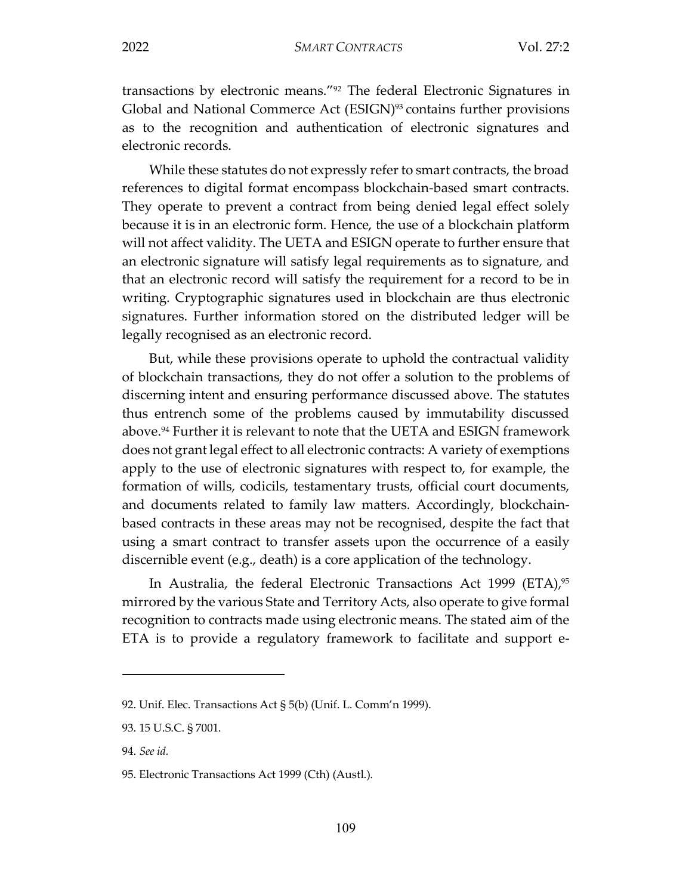transactions by electronic means."[92] The federal Electronic Signatures in Global and National Commerce Act (ESIGN)[93] contains further provisions as to the recognition and authentication of electronic signatures and electronic records.

While these statutes do not expressly refer to smart contracts, the broad references to digital format encompass blockchain-based smart contracts. They operate to prevent a contract from being denied legal effect solely because it is in an electronic form. Hence, the use of a blockchain platform will not affect validity. The UETA and ESIGN operate to further ensure that an electronic signature will satisfy legal requirements as to signature, and that an electronic record will satisfy the requirement for a record to be in writing. Cryptographic signatures used in blockchain are thus electronic signatures. Further information stored on the distributed ledger will be legally recognised as an electronic record.

But, while these provisions operate to uphold the contractual validity of blockchain transactions, they do not offer a solution to the problems of discerning intent and ensuring performance discussed above. The statutes thus entrench some of the problems caused by immutability discussed above.[94] Further it is relevant to note that the UETA and ESIGN framework does not grant legal effect to all electronic contracts: A variety of exemptions apply to the use of electronic signatures with respect to, for example, the formation of wills, codicils, testamentary trusts, official court documents, and documents related to family law matters. Accordingly, blockchain-based contracts in these areas may not be recognised, despite the fact that using a smart contract to transfer assets upon the occurrence of a easily discernible event (e.g., death) is a core application of the technology.

In Australia, the federal Electronic Transactions Act 1999 (ETA),[95] mirrored by the various State and Territory Acts, also operate to give formal recognition to contracts made using electronic means. The stated aim of the ETA is to provide a regulatory framework to facilitate and support e-

---

92. Unif. Elec. Transactions Act § 5(b) (Unif. L. Comm'n 1999).

93. 15 U.S.C. § 7001.

94. *See id.*

95. Electronic Transactions Act 1999 (Cth) (Austl.).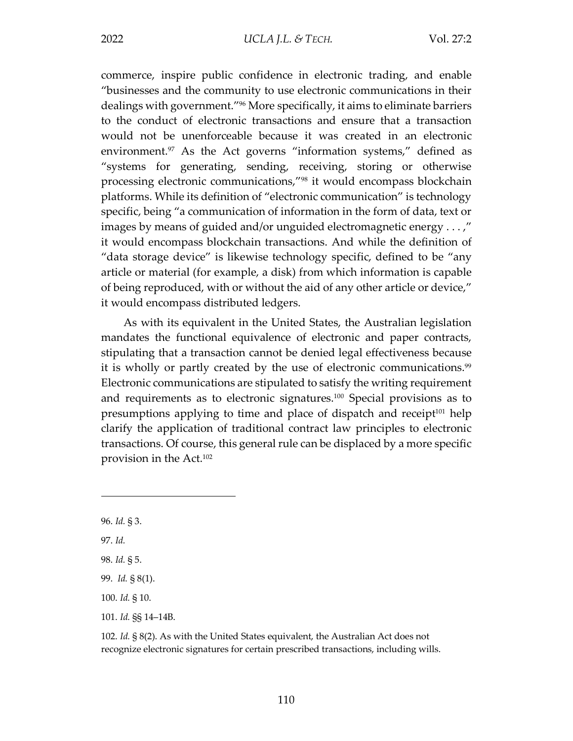commerce, inspire public confidence in electronic trading, and enable "businesses and the community to use electronic communications in their dealings with government."[96] More specifically, it aims to eliminate barriers to the conduct of electronic transactions and ensure that a transaction would not be unenforceable because it was created in an electronic environment.[97] As the Act governs "information systems," defined as "systems for generating, sending, receiving, storing or otherwise processing electronic communications,"[98] it would encompass blockchain platforms. While its definition of "electronic communication" is technology specific, being "a communication of information in the form of data, text or images by means of guided and/or unguided electromagnetic energy . . . ," it would encompass blockchain transactions. And while the definition of "data storage device" is likewise technology specific, defined to be "any article or material (for example, a disk) from which information is capable of being reproduced, with or without the aid of any other article or device," it would encompass distributed ledgers.

As with its equivalent in the United States, the Australian legislation mandates the functional equivalence of electronic and paper contracts, stipulating that a transaction cannot be denied legal effectiveness because it is wholly or partly created by the use of electronic communications.[99] Electronic communications are stipulated to satisfy the writing requirement and requirements as to electronic signatures.[100] Special provisions as to presumptions applying to time and place of dispatch and receipt[101] help clarify the application of traditional contract law principles to electronic transactions. Of course, this general rule can be displaced by a more specific provision in the Act.[102]

---

96. *Id.* § 3.

97. *Id.*

98. *Id.* § 5.

99. *Id.* § 8(1).

100. *Id.* § 10.

101. *Id.* §§ 14–14B.

102. *Id.* § 8(2). As with the United States equivalent, the Australian Act does not recognize electronic signatures for certain prescribed transactions, including wills.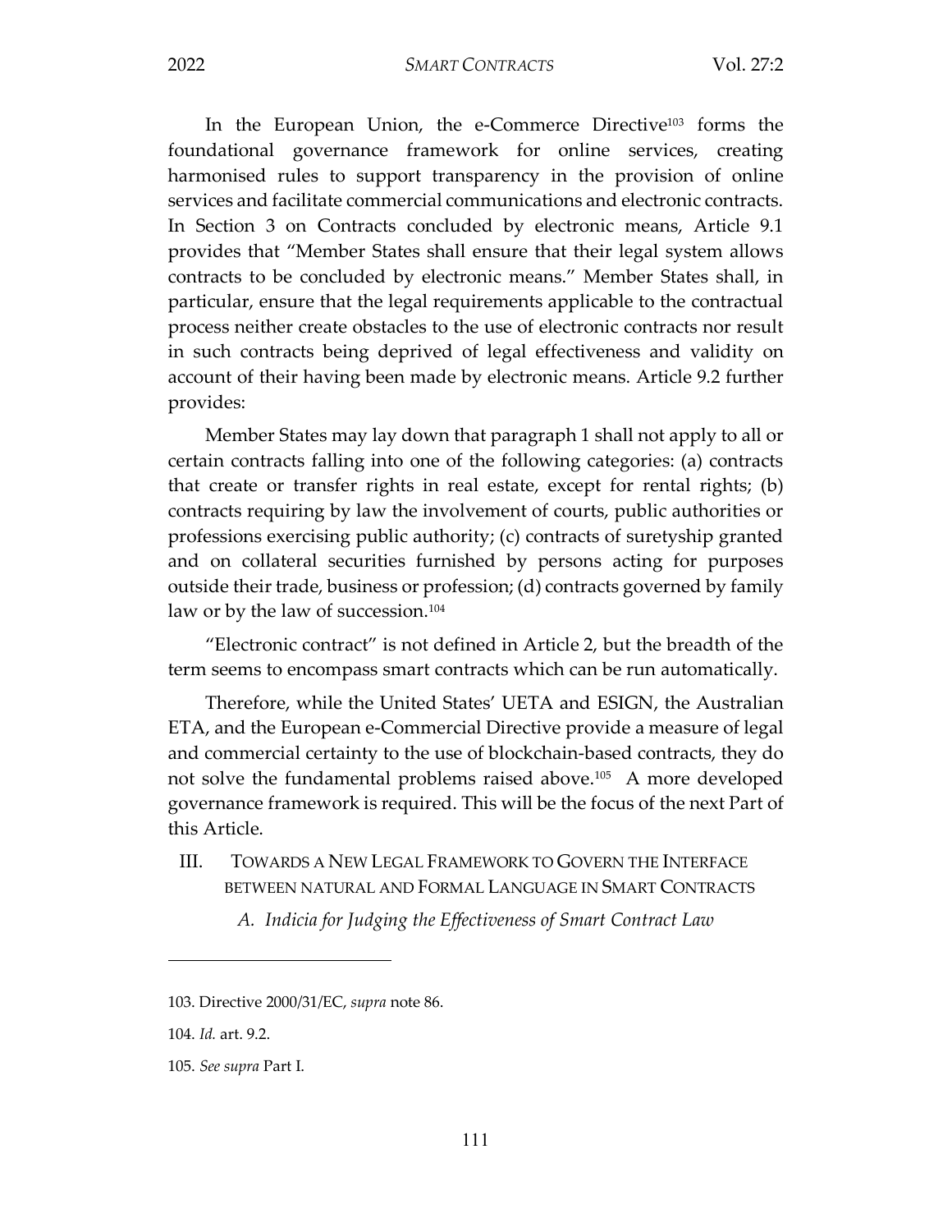In the European Union, the e-Commerce Directive[103] forms the foundational governance framework for online services, creating harmonised rules to support transparency in the provision of online services and facilitate commercial communications and electronic contracts. In Section 3 on Contracts concluded by electronic means, Article 9.1 provides that "Member States shall ensure that their legal system allows contracts to be concluded by electronic means." Member States shall, in particular, ensure that the legal requirements applicable to the contractual process neither create obstacles to the use of electronic contracts nor result in such contracts being deprived of legal effectiveness and validity on account of their having been made by electronic means. Article 9.2 further provides:

> Member States may lay down that paragraph 1 shall not apply to all or certain contracts falling into one of the following categories: (a) contracts that create or transfer rights in real estate, except for rental rights; (b) contracts requiring by law the involvement of courts, public authorities or professions exercising public authority; (c) contracts of suretyship granted and on collateral securities furnished by persons acting for purposes outside their trade, business or profession; (d) contracts governed by family law or by the law of succession.[104]

"Electronic contract" is not defined in Article 2, but the breadth of the term seems to encompass smart contracts which can be run automatically.

Therefore, while the United States' UETA and ESIGN, the Australian ETA, and the European e-Commercial Directive provide a measure of legal and commercial certainty to the use of blockchain-based contracts, they do not solve the fundamental problems raised above.[105] A more developed governance framework is required. This will be the focus of the next Part of this Article.

## III. Towards a New Legal Framework to Govern the Interface between natural and Formal Language in Smart Contracts

### *A. Indicia for Judging the Effectiveness of Smart Contract Law*

---

103. Directive 2000/31/EC, *supra* note 86.

104. *Id.* art. 9.2.

105. *See supra* Part I.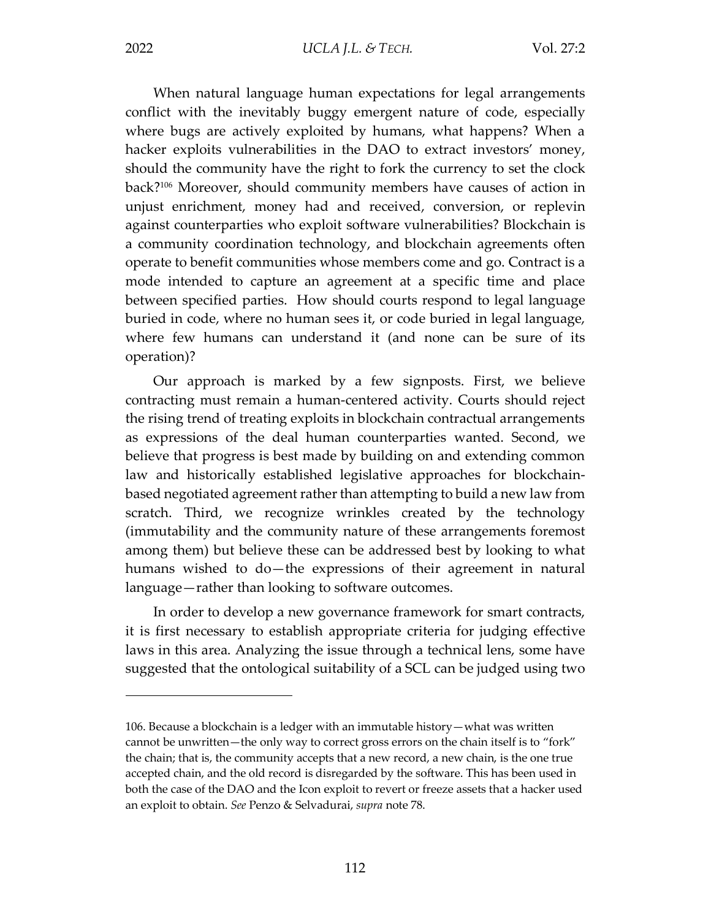When natural language human expectations for legal arrangements conflict with the inevitably buggy emergent nature of code, especially where bugs are actively exploited by humans, what happens? When a hacker exploits vulnerabilities in the DAO to extract investors' money, should the community have the right to fork the currency to set the clock back?[106] Moreover, should community members have causes of action in unjust enrichment, money had and received, conversion, or replevin against counterparties who exploit software vulnerabilities? Blockchain is a community coordination technology, and blockchain agreements often operate to benefit communities whose members come and go. Contract is a mode intended to capture an agreement at a specific time and place between specified parties. How should courts respond to legal language buried in code, where no human sees it, or code buried in legal language, where few humans can understand it (and none can be sure of its operation)?

Our approach is marked by a few signposts. First, we believe contracting must remain a human-centered activity. Courts should reject the rising trend of treating exploits in blockchain contractual arrangements as expressions of the deal human counterparties wanted. Second, we believe that progress is best made by building on and extending common law and historically established legislative approaches for blockchain-based negotiated agreement rather than attempting to build a new law from scratch. Third, we recognize wrinkles created by the technology (immutability and the community nature of these arrangements foremost among them) but believe these can be addressed best by looking to what humans wished to do—the expressions of their agreement in natural language—rather than looking to software outcomes.

In order to develop a new governance framework for smart contracts, it is first necessary to establish appropriate criteria for judging effective laws in this area. Analyzing the issue through a technical lens, some have suggested that the ontological suitability of a SCL can be judged using two

---

106. Because a blockchain is a ledger with an immutable history—what was written cannot be unwritten—the only way to correct gross errors on the chain itself is to "fork" the chain; that is, the community accepts that a new record, a new chain, is the one true accepted chain, and the old record is disregarded by the software. This has been used in both the case of the DAO and the Icon exploit to revert or freeze assets that a hacker used an exploit to obtain. *See* Penzo & Selvadurai, *supra* note 78.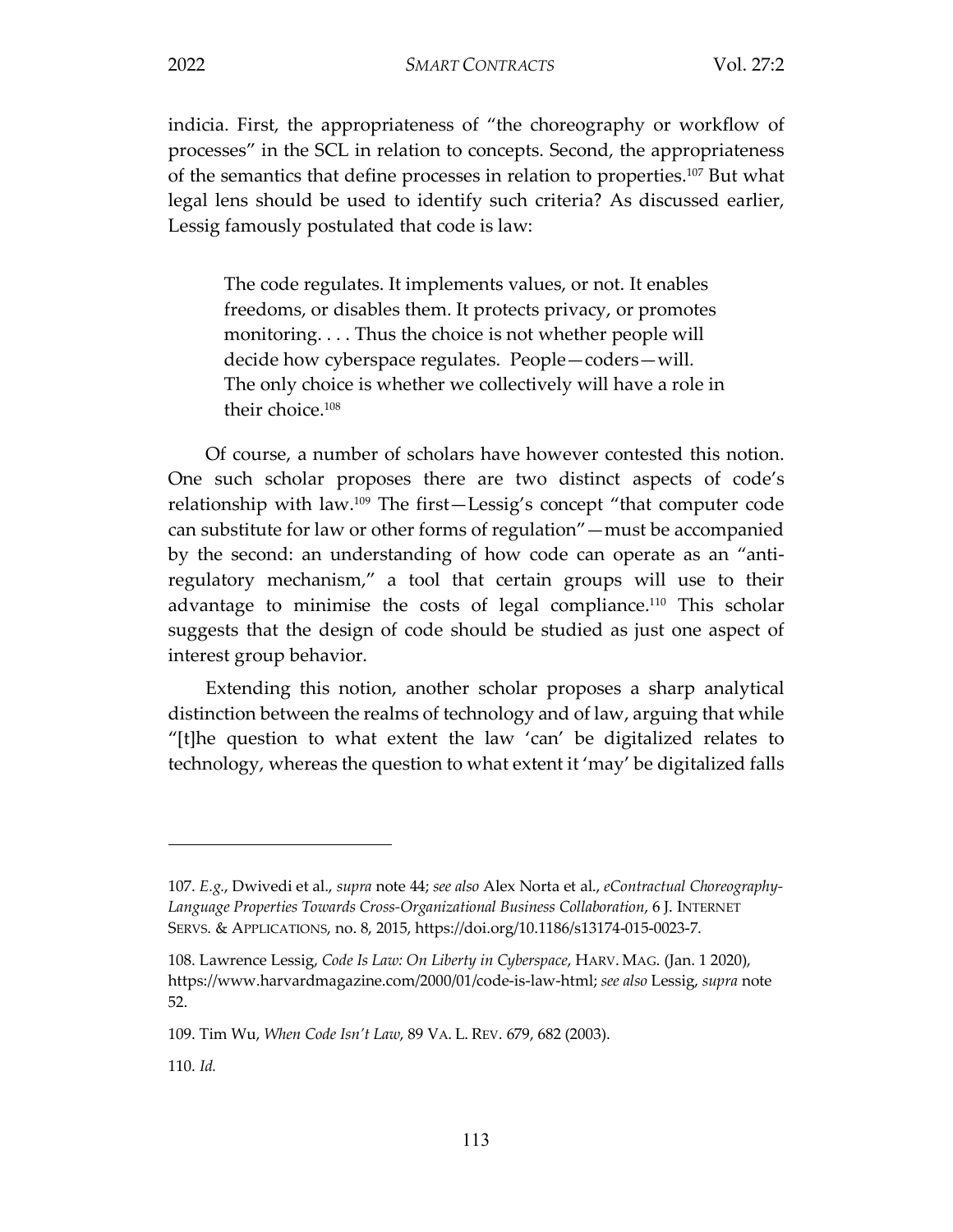indicia. First, the appropriateness of "the choreography or workflow of processes" in the SCL in relation to concepts. Second, the appropriateness of the semantics that define processes in relation to properties.[107] But what legal lens should be used to identify such criteria? As discussed earlier, Lessig famously postulated that code is law:

> The code regulates. It implements values, or not. It enables freedoms, or disables them. It protects privacy, or promotes monitoring. . . . Thus the choice is not whether people will decide how cyberspace regulates. People—coders—will. The only choice is whether we collectively will have a role in their choice.[108]

Of course, a number of scholars have however contested this notion. One such scholar proposes there are two distinct aspects of code's relationship with law.[109] The first—Lessig's concept "that computer code can substitute for law or other forms of regulation"—must be accompanied by the second: an understanding of how code can operate as an "anti-regulatory mechanism," a tool that certain groups will use to their advantage to minimise the costs of legal compliance.[110] This scholar suggests that the design of code should be studied as just one aspect of interest group behavior.

Extending this notion, another scholar proposes a sharp analytical distinction between the realms of technology and of law, arguing that while "[t]he question to what extent the law 'can' be digitalized relates to technology, whereas the question to what extent it 'may' be digitalized falls

---

107. *E.g.*, Dwivedi et al., *supra* note 44; *see also* Alex Norta et al., *eContractual Choreography-Language Properties Towards Cross-Organizational Business Collaboration*, 6 J. INTERNET SERVS. & APPLICATIONS, no. 8, 2015, https://doi.org/10.1186/s13174-015-0023-7.

108. Lawrence Lessig, *Code Is Law: On Liberty in Cyberspace*, HARV. MAG. (Jan. 1 2020), https://www.harvardmagazine.com/2000/01/code-is-law-html; *see also* Lessig, *supra* note 52.

109. Tim Wu, *When Code Isn't Law*, 89 VA. L. REV. 679, 682 (2003).

110. *Id.*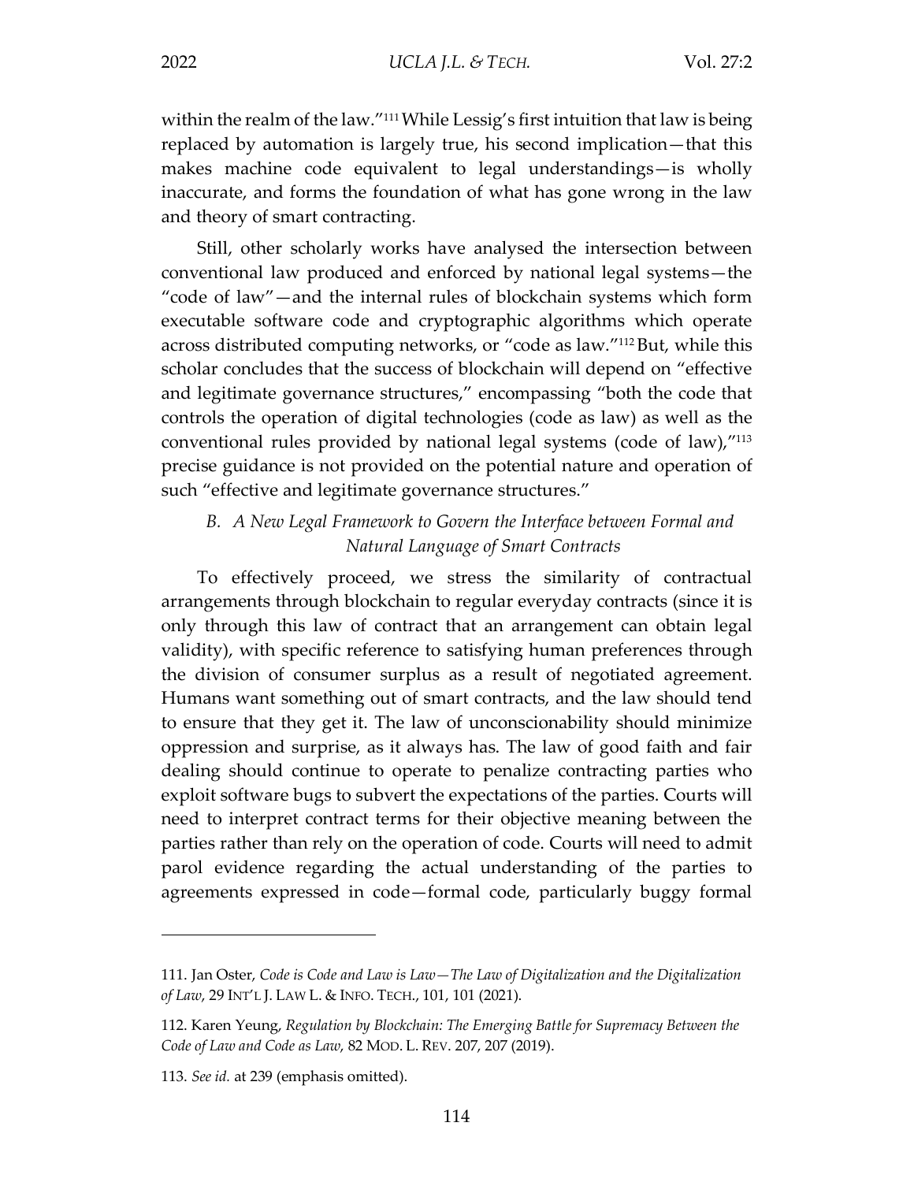within the realm of the law."[111] While Lessig's first intuition that law is being replaced by automation is largely true, his second implication—that this makes machine code equivalent to legal understandings—is wholly inaccurate, and forms the foundation of what has gone wrong in the law and theory of smart contracting.

Still, other scholarly works have analysed the intersection between conventional law produced and enforced by national legal systems—the "code of law"—and the internal rules of blockchain systems which form executable software code and cryptographic algorithms which operate across distributed computing networks, or "code as law."[112] But, while this scholar concludes that the success of blockchain will depend on "effective and legitimate governance structures," encompassing "both the code that controls the operation of digital technologies (code as law) as well as the conventional rules provided by national legal systems (code of law),"[113] precise guidance is not provided on the potential nature and operation of such "effective and legitimate governance structures."

### *B. A New Legal Framework to Govern the Interface between Formal and Natural Language of Smart Contracts*

To effectively proceed, we stress the similarity of contractual arrangements through blockchain to regular everyday contracts (since it is only through this law of contract that an arrangement can obtain legal validity), with specific reference to satisfying human preferences through the division of consumer surplus as a result of negotiated agreement. Humans want something out of smart contracts, and the law should tend to ensure that they get it. The law of unconscionability should minimize oppression and surprise, as it always has. The law of good faith and fair dealing should continue to operate to penalize contracting parties who exploit software bugs to subvert the expectations of the parties. Courts will need to interpret contract terms for their objective meaning between the parties rather than rely on the operation of code. Courts will need to admit parol evidence regarding the actual understanding of the parties to agreements expressed in code—formal code, particularly buggy formal

---

111. Jan Oster, *Code is Code and Law is Law—The Law of Digitalization and the Digitalization of Law*, 29 INT'L J. LAW L. & INFO. TECH., 101, 101 (2021).

112. Karen Yeung, *Regulation by Blockchain: The Emerging Battle for Supremacy Between the Code of Law and Code as Law*, 82 MOD. L. REV. 207, 207 (2019).

113. *See id.* at 239 (emphasis omitted).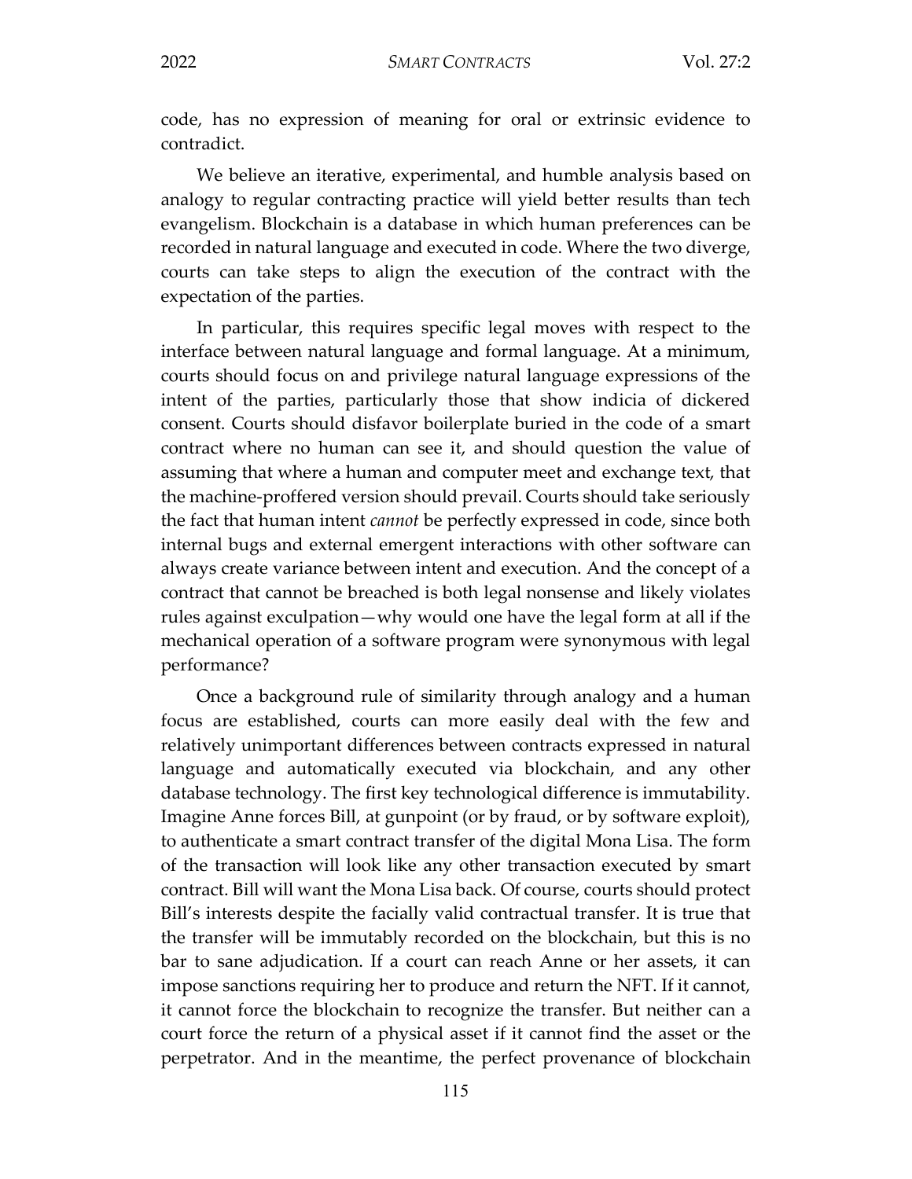code, has no expression of meaning for oral or extrinsic evidence to contradict.

We believe an iterative, experimental, and humble analysis based on analogy to regular contracting practice will yield better results than tech evangelism. Blockchain is a database in which human preferences can be recorded in natural language and executed in code. Where the two diverge, courts can take steps to align the execution of the contract with the expectation of the parties.

In particular, this requires specific legal moves with respect to the interface between natural language and formal language. At a minimum, courts should focus on and privilege natural language expressions of the intent of the parties, particularly those that show indicia of dickered consent. Courts should disfavor boilerplate buried in the code of a smart contract where no human can see it, and should question the value of assuming that where a human and computer meet and exchange text, that the machine-proffered version should prevail. Courts should take seriously the fact that human intent *cannot* be perfectly expressed in code, since both internal bugs and external emergent interactions with other software can always create variance between intent and execution. And the concept of a contract that cannot be breached is both legal nonsense and likely violates rules against exculpation—why would one have the legal form at all if the mechanical operation of a software program were synonymous with legal performance?

Once a background rule of similarity through analogy and a human focus are established, courts can more easily deal with the few and relatively unimportant differences between contracts expressed in natural language and automatically executed via blockchain, and any other database technology. The first key technological difference is immutability. Imagine Anne forces Bill, at gunpoint (or by fraud, or by software exploit), to authenticate a smart contract transfer of the digital Mona Lisa. The form of the transaction will look like any other transaction executed by smart contract. Bill will want the Mona Lisa back. Of course, courts should protect Bill's interests despite the facially valid contractual transfer. It is true that the transfer will be immutably recorded on the blockchain, but this is no bar to sane adjudication. If a court can reach Anne or her assets, it can impose sanctions requiring her to produce and return the NFT. If it cannot, it cannot force the blockchain to recognize the transfer. But neither can a court force the return of a physical asset if it cannot find the asset or the perpetrator. And in the meantime, the perfect provenance of blockchain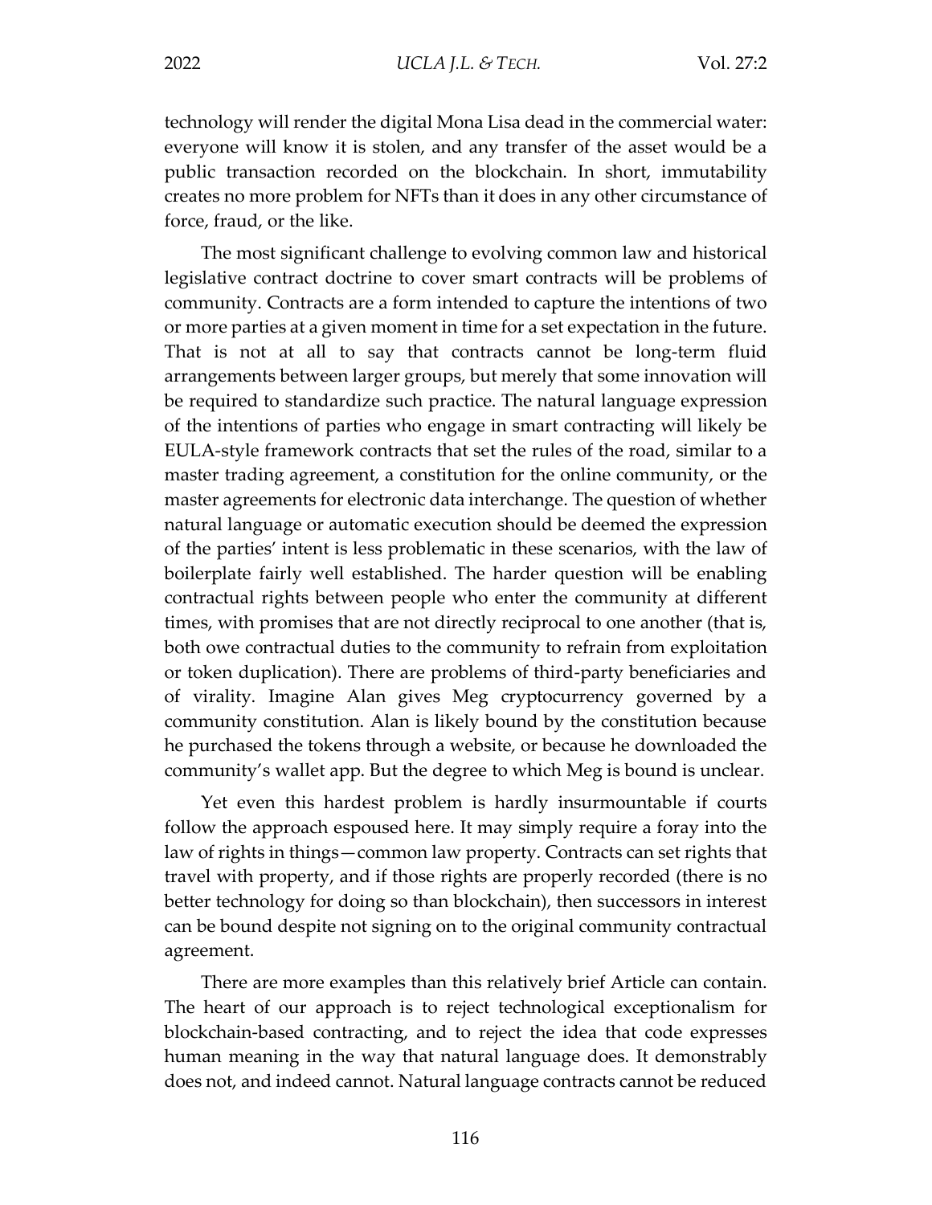technology will render the digital Mona Lisa dead in the commercial water: everyone will know it is stolen, and any transfer of the asset would be a public transaction recorded on the blockchain. In short, immutability creates no more problem for NFTs than it does in any other circumstance of force, fraud, or the like.

The most significant challenge to evolving common law and historical legislative contract doctrine to cover smart contracts will be problems of community. Contracts are a form intended to capture the intentions of two or more parties at a given moment in time for a set expectation in the future. That is not at all to say that contracts cannot be long-term fluid arrangements between larger groups, but merely that some innovation will be required to standardize such practice. The natural language expression of the intentions of parties who engage in smart contracting will likely be EULA-style framework contracts that set the rules of the road, similar to a master trading agreement, a constitution for the online community, or the master agreements for electronic data interchange. The question of whether natural language or automatic execution should be deemed the expression of the parties' intent is less problematic in these scenarios, with the law of boilerplate fairly well established. The harder question will be enabling contractual rights between people who enter the community at different times, with promises that are not directly reciprocal to one another (that is, both owe contractual duties to the community to refrain from exploitation or token duplication). There are problems of third-party beneficiaries and of virality. Imagine Alan gives Meg cryptocurrency governed by a community constitution. Alan is likely bound by the constitution because he purchased the tokens through a website, or because he downloaded the community's wallet app. But the degree to which Meg is bound is unclear.

Yet even this hardest problem is hardly insurmountable if courts follow the approach espoused here. It may simply require a foray into the law of rights in things—common law property. Contracts can set rights that travel with property, and if those rights are properly recorded (there is no better technology for doing so than blockchain), then successors in interest can be bound despite not signing on to the original community contractual agreement.

There are more examples than this relatively brief Article can contain. The heart of our approach is to reject technological exceptionalism for blockchain-based contracting, and to reject the idea that code expresses human meaning in the way that natural language does. It demonstrably does not, and indeed cannot. Natural language contracts cannot be reduced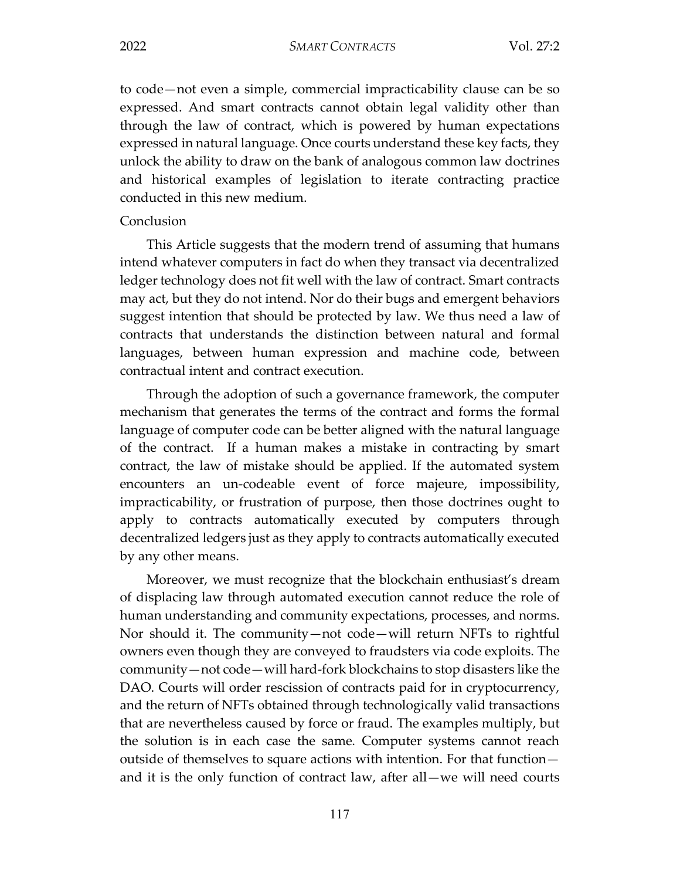to code—not even a simple, commercial impracticability clause can be so expressed. And smart contracts cannot obtain legal validity other than through the law of contract, which is powered by human expectations expressed in natural language. Once courts understand these key facts, they unlock the ability to draw on the bank of analogous common law doctrines and historical examples of legislation to iterate contracting practice conducted in this new medium.

## Conclusion

This Article suggests that the modern trend of assuming that humans intend whatever computers in fact do when they transact via decentralized ledger technology does not fit well with the law of contract. Smart contracts may act, but they do not intend. Nor do their bugs and emergent behaviors suggest intention that should be protected by law. We thus need a law of contracts that understands the distinction between natural and formal languages, between human expression and machine code, between contractual intent and contract execution.

Through the adoption of such a governance framework, the computer mechanism that generates the terms of the contract and forms the formal language of computer code can be better aligned with the natural language of the contract. If a human makes a mistake in contracting by smart contract, the law of mistake should be applied. If the automated system encounters an un-codeable event of force majeure, impossibility, impracticability, or frustration of purpose, then those doctrines ought to apply to contracts automatically executed by computers through decentralized ledgers just as they apply to contracts automatically executed by any other means.

Moreover, we must recognize that the blockchain enthusiast's dream of displacing law through automated execution cannot reduce the role of human understanding and community expectations, processes, and norms. Nor should it. The community—not code—will return NFTs to rightful owners even though they are conveyed to fraudsters via code exploits. The community—not code—will hard-fork blockchains to stop disasters like the DAO. Courts will order rescission of contracts paid for in cryptocurrency, and the return of NFTs obtained through technologically valid transactions that are nevertheless caused by force or fraud. The examples multiply, but the solution is in each case the same. Computer systems cannot reach outside of themselves to square actions with intention. For that function—and it is the only function of contract law, after all—we will need courts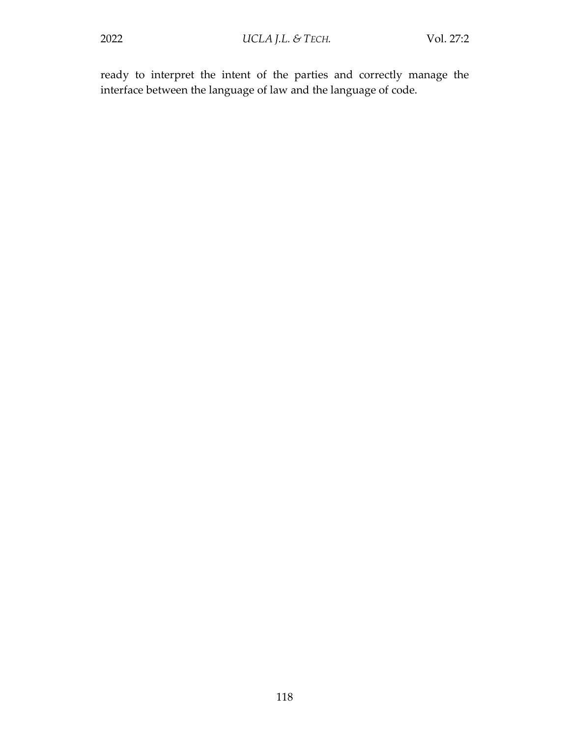ready to interpret the intent of the parties and correctly manage the interface between the language of law and the language of code.